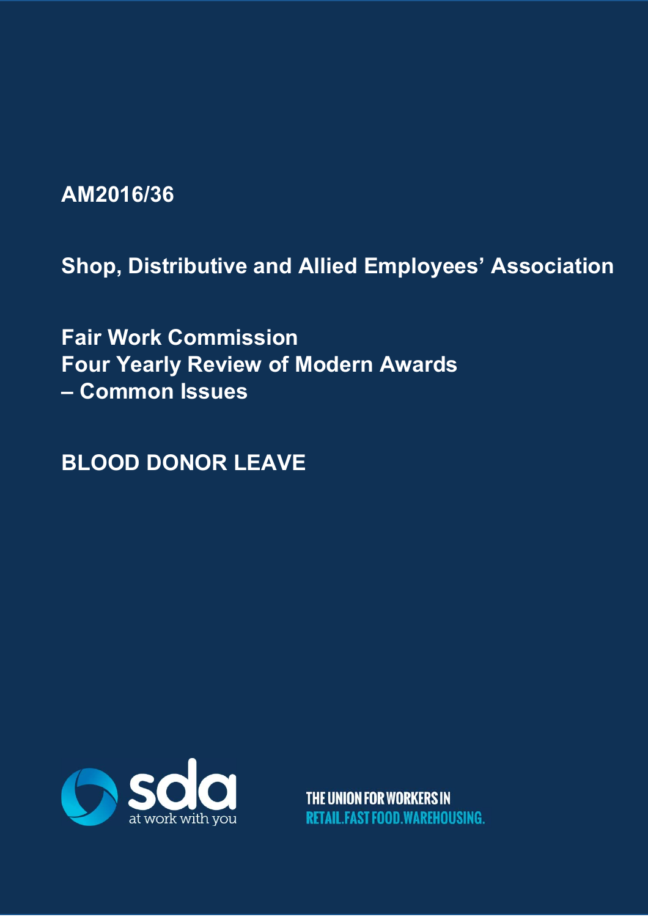**AM2016/36**

**Shop, Distributive and Allied Employees' Association**

**Fair Work Commission**
**Four Yearly Review of Modern Awards**
**– Common Issues**

# BLOOD DONOR LEAVE

sda
at work with you

THE UNION FOR WORKERS IN
RETAIL.FAST FOOD.WAREHOUSING.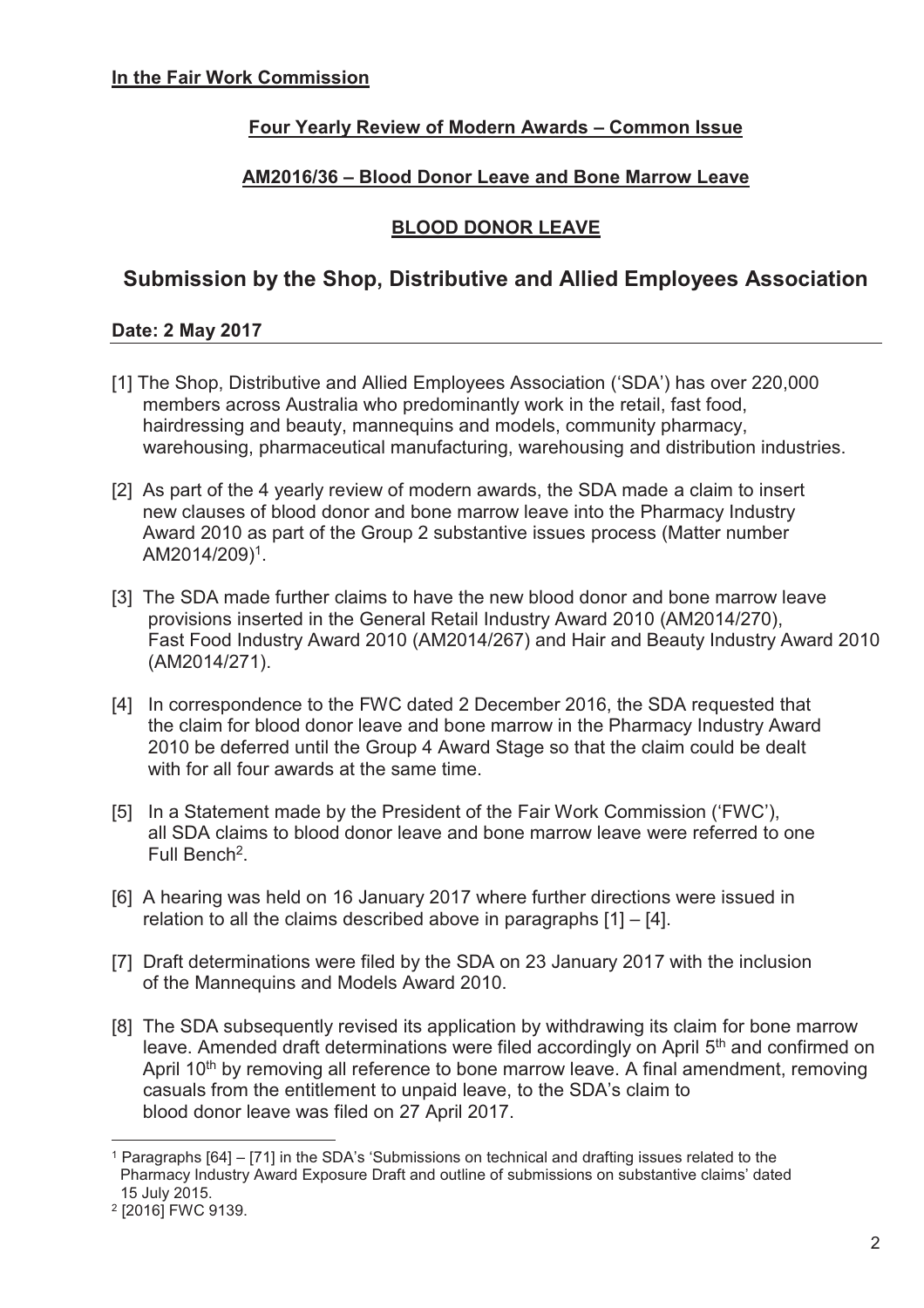**In the Fair Work Commission**

**Four Yearly Review of Modern Awards – Common Issue**

**AM2016/36 – Blood Donor Leave and Bone Marrow Leave**

**BLOOD DONOR LEAVE**

## Submission by the Shop, Distributive and Allied Employees Association

**Date: 2 May 2017**

[1] The Shop, Distributive and Allied Employees Association ('SDA') has over 220,000 members across Australia who predominantly work in the retail, fast food, hairdressing and beauty, mannequins and models, community pharmacy, warehousing, pharmaceutical manufacturing, warehousing and distribution industries.

[2] As part of the 4 yearly review of modern awards, the SDA made a claim to insert new clauses of blood donor and bone marrow leave into the Pharmacy Industry Award 2010 as part of the Group 2 substantive issues process (Matter number AM2014/209)[1].

[3] The SDA made further claims to have the new blood donor and bone marrow leave provisions inserted in the General Retail Industry Award 2010 (AM2014/270), Fast Food Industry Award 2010 (AM2014/267) and Hair and Beauty Industry Award 2010 (AM2014/271).

[4] In correspondence to the FWC dated 2 December 2016, the SDA requested that the claim for blood donor leave and bone marrow in the Pharmacy Industry Award 2010 be deferred until the Group 4 Award Stage so that the claim could be dealt with for all four awards at the same time.

[5] In a Statement made by the President of the Fair Work Commission ('FWC'), all SDA claims to blood donor leave and bone marrow leave were referred to one Full Bench[2].

[6] A hearing was held on 16 January 2017 where further directions were issued in relation to all the claims described above in paragraphs [1] – [4].

[7] Draft determinations were filed by the SDA on 23 January 2017 with the inclusion of the Mannequins and Models Award 2010.

[8] The SDA subsequently revised its application by withdrawing its claim for bone marrow leave. Amended draft determinations were filed accordingly on April 5th and confirmed on April 10th by removing all reference to bone marrow leave. A final amendment, removing casuals from the entitlement to unpaid leave, to the SDA's claim to blood donor leave was filed on 27 April 2017.

---

[1] Paragraphs [64] – [71] in the SDA's 'Submissions on technical and drafting issues related to the Pharmacy Industry Award Exposure Draft and outline of submissions on substantive claims' dated 15 July 2015.

[2] [2016] FWC 9139.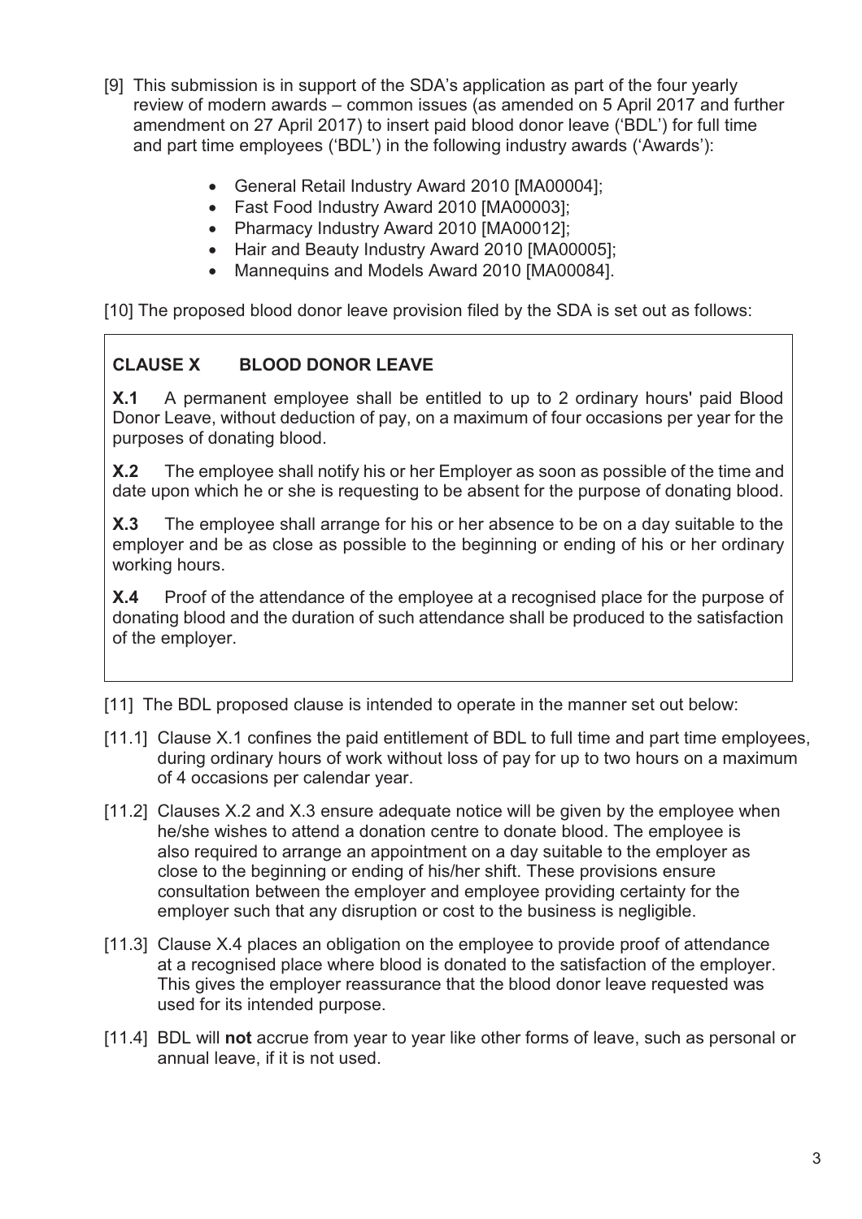[9] This submission is in support of the SDA's application as part of the four yearly review of modern awards – common issues (as amended on 5 April 2017 and further amendment on 27 April 2017) to insert paid blood donor leave ('BDL') for full time and part time employees ('BDL') in the following industry awards ('Awards'):

- General Retail Industry Award 2010 [MA00004];
- Fast Food Industry Award 2010 [MA00003];
- Pharmacy Industry Award 2010 [MA00012];
- Hair and Beauty Industry Award 2010 [MA00005];
- Mannequins and Models Award 2010 [MA00084].

[10] The proposed blood donor leave provision filed by the SDA is set out as follows:

> **CLAUSE X BLOOD DONOR LEAVE**
>
> **X.1** A permanent employee shall be entitled to up to 2 ordinary hours' paid Blood Donor Leave, without deduction of pay, on a maximum of four occasions per year for the purposes of donating blood.
>
> **X.2** The employee shall notify his or her Employer as soon as possible of the time and date upon which he or she is requesting to be absent for the purpose of donating blood.
>
> **X.3** The employee shall arrange for his or her absence to be on a day suitable to the employer and be as close as possible to the beginning or ending of his or her ordinary working hours.
>
> **X.4** Proof of the attendance of the employee at a recognised place for the purpose of donating blood and the duration of such attendance shall be produced to the satisfaction of the employer.

[11] The BDL proposed clause is intended to operate in the manner set out below:

[11.1] Clause X.1 confines the paid entitlement of BDL to full time and part time employees, during ordinary hours of work without loss of pay for up to two hours on a maximum of 4 occasions per calendar year.

[11.2] Clauses X.2 and X.3 ensure adequate notice will be given by the employee when he/she wishes to attend a donation centre to donate blood. The employee is also required to arrange an appointment on a day suitable to the employer as close to the beginning or ending of his/her shift. These provisions ensure consultation between the employer and employee providing certainty for the employer such that any disruption or cost to the business is negligible.

[11.3] Clause X.4 places an obligation on the employee to provide proof of attendance at a recognised place where blood is donated to the satisfaction of the employer. This gives the employer reassurance that the blood donor leave requested was used for its intended purpose.

[11.4] BDL will **not** accrue from year to year like other forms of leave, such as personal or annual leave, if it is not used.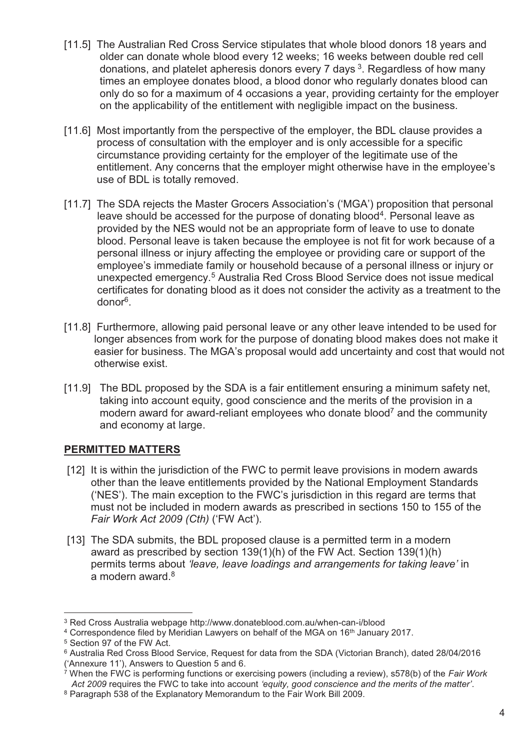[11.5] The Australian Red Cross Service stipulates that whole blood donors 18 years and older can donate whole blood every 12 weeks; 16 weeks between double red cell donations, and platelet apheresis donors every 7 days [3]. Regardless of how many times an employee donates blood, a blood donor who regularly donates blood can only do so for a maximum of 4 occasions a year, providing certainty for the employer on the applicability of the entitlement with negligible impact on the business.

[11.6] Most importantly from the perspective of the employer, the BDL clause provides a process of consultation with the employer and is only accessible for a specific circumstance providing certainty for the employer of the legitimate use of the entitlement. Any concerns that the employer might otherwise have in the employee's use of BDL is totally removed.

[11.7] The SDA rejects the Master Grocers Association's ('MGA') proposition that personal leave should be accessed for the purpose of donating blood[4]. Personal leave as provided by the NES would not be an appropriate form of leave to use to donate blood. Personal leave is taken because the employee is not fit for work because of a personal illness or injury affecting the employee or providing care or support of the employee's immediate family or household because of a personal illness or injury or unexpected emergency.[5] Australia Red Cross Blood Service does not issue medical certificates for donating blood as it does not consider the activity as a treatment to the donor[6].

[11.8] Furthermore, allowing paid personal leave or any other leave intended to be used for longer absences from work for the purpose of donating blood makes does not make it easier for business. The MGA's proposal would add uncertainty and cost that would not otherwise exist.

[11.9] The BDL proposed by the SDA is a fair entitlement ensuring a minimum safety net, taking into account equity, good conscience and the merits of the provision in a modern award for award-reliant employees who donate blood[7] and the community and economy at large.

## **PERMITTED MATTERS**

[12] It is within the jurisdiction of the FWC to permit leave provisions in modern awards other than the leave entitlements provided by the National Employment Standards ('NES'). The main exception to the FWC's jurisdiction in this regard are terms that must not be included in modern awards as prescribed in sections 150 to 155 of the *Fair Work Act 2009 (Cth)* ('FW Act').

[13] The SDA submits, the BDL proposed clause is a permitted term in a modern award as prescribed by section 139(1)(h) of the FW Act. Section 139(1)(h) permits terms about *'leave, leave loadings and arrangements for taking leave'* in a modern award.[8]

---

[3] Red Cross Australia webpage http://www.donateblood.com.au/when-can-i/blood

[4] Correspondence filed by Meridian Lawyers on behalf of the MGA on 16th January 2017.

[5] Section 97 of the FW Act.

[6] Australia Red Cross Blood Service, Request for data from the SDA (Victorian Branch), dated 28/04/2016 ('Annexure 11'), Answers to Question 5 and 6.

[7] When the FWC is performing functions or exercising powers (including a review), s578(b) of the *Fair Work Act 2009* requires the FWC to take into account *'equity, good conscience and the merits of the matter'*.

[8] Paragraph 538 of the Explanatory Memorandum to the Fair Work Bill 2009.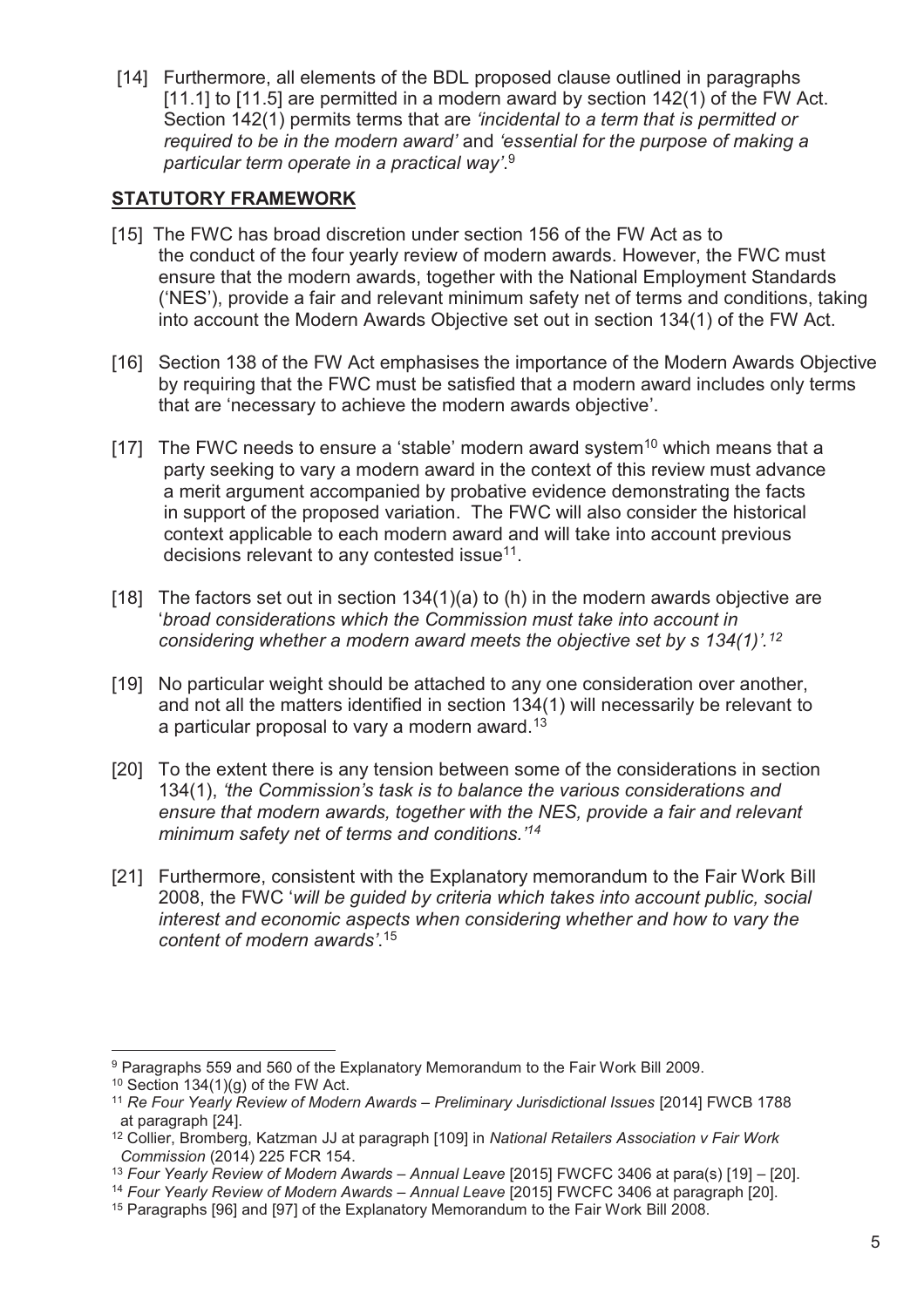[14] Furthermore, all elements of the BDL proposed clause outlined in paragraphs [11.1] to [11.5] are permitted in a modern award by section 142(1) of the FW Act. Section 142(1) permits terms that are *'incidental to a term that is permitted or required to be in the modern award'* and *'essential for the purpose of making a particular term operate in a practical way'*.[9]

**STATUTORY FRAMEWORK**

[15] The FWC has broad discretion under section 156 of the FW Act as to the conduct of the four yearly review of modern awards. However, the FWC must ensure that the modern awards, together with the National Employment Standards ('NES'), provide a fair and relevant minimum safety net of terms and conditions, taking into account the Modern Awards Objective set out in section 134(1) of the FW Act.

[16] Section 138 of the FW Act emphasises the importance of the Modern Awards Objective by requiring that the FWC must be satisfied that a modern award includes only terms that are 'necessary to achieve the modern awards objective'.

[17] The FWC needs to ensure a 'stable' modern award system[10] which means that a party seeking to vary a modern award in the context of this review must advance a merit argument accompanied by probative evidence demonstrating the facts in support of the proposed variation. The FWC will also consider the historical context applicable to each modern award and will take into account previous decisions relevant to any contested issue[11].

[18] The factors set out in section 134(1)(a) to (h) in the modern awards objective are '*broad considerations which the Commission must take into account in considering whether a modern award meets the objective set by s 134(1)'.*[12]

[19] No particular weight should be attached to any one consideration over another, and not all the matters identified in section 134(1) will necessarily be relevant to a particular proposal to vary a modern award.[13]

[20] To the extent there is any tension between some of the considerations in section 134(1), *'the Commission's task is to balance the various considerations and ensure that modern awards, together with the NES, provide a fair and relevant minimum safety net of terms and conditions.'*[14]

[21] Furthermore, consistent with the Explanatory memorandum to the Fair Work Bill 2008, the FWC '*will be guided by criteria which takes into account public, social interest and economic aspects when considering whether and how to vary the content of modern awards'*.[15]

---

[9] Paragraphs 559 and 560 of the Explanatory Memorandum to the Fair Work Bill 2009.

[10] Section 134(1)(g) of the FW Act.

[11] *Re Four Yearly Review of Modern Awards – Preliminary Jurisdictional Issues* [2014] FWCB 1788 at paragraph [24].

[12] Collier, Bromberg, Katzman JJ at paragraph [109] in *National Retailers Association v Fair Work Commission* (2014) 225 FCR 154.

[13] *Four Yearly Review of Modern Awards – Annual Leave* [2015] FWFCC 3406 at para(s) [19] – [20].

[14] *Four Yearly Review of Modern Awards – Annual Leave* [2015] FWFCC 3406 at paragraph [20].

[15] Paragraphs [96] and [97] of the Explanatory Memorandum to the Fair Work Bill 2008.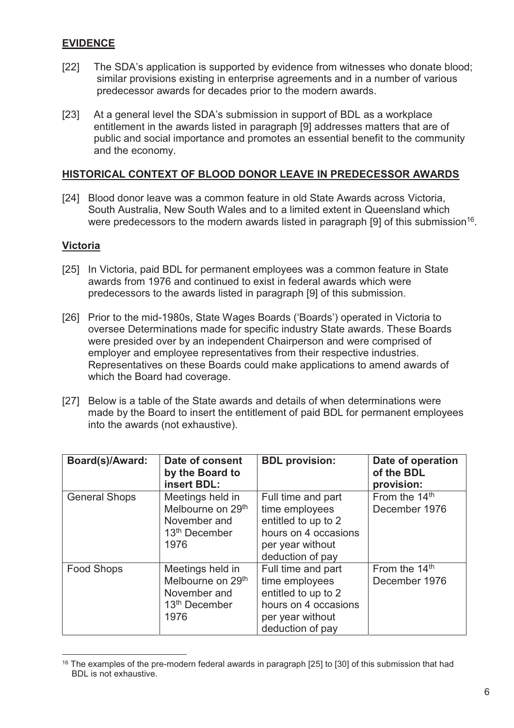## **EVIDENCE**

[22] The SDA's application is supported by evidence from witnesses who donate blood; similar provisions existing in enterprise agreements and in a number of various predecessor awards for decades prior to the modern awards.

[23] At a general level the SDA's submission in support of BDL as a workplace entitlement in the awards listed in paragraph [9] addresses matters that are of public and social importance and promotes an essential benefit to the community and the economy.

## **HISTORICAL CONTEXT OF BLOOD DONOR LEAVE IN PREDECESSOR AWARDS**

[24] Blood donor leave was a common feature in old State Awards across Victoria, South Australia, New South Wales and to a limited extent in Queensland which were predecessors to the modern awards listed in paragraph [9] of this submission[16].

### **Victoria**

[25] In Victoria, paid BDL for permanent employees was a common feature in State awards from 1976 and continued to exist in federal awards which were predecessors to the awards listed in paragraph [9] of this submission.

[26] Prior to the mid-1980s, State Wages Boards ('Boards') operated in Victoria to oversee Determinations made for specific industry State awards. These Boards were presided over by an independent Chairperson and were comprised of employer and employee representatives from their respective industries. Representatives on these Boards could make applications to amend awards of which the Board had coverage.

[27] Below is a table of the State awards and details of when determinations were made by the Board to insert the entitlement of paid BDL for permanent employees into the awards (not exhaustive).

| Board(s)/Award: | Date of consent by the Board to insert BDL: | BDL provision: | Date of operation of the BDL provision: |
| --- | --- | --- | --- |
| General Shops | Meetings held in Melbourne on 29th November and 13th December 1976 | Full time and part time employees entitled to up to 2 hours on 4 occasions per year without deduction of pay | From the 14th December 1976 |
| Food Shops | Meetings held in Melbourne on 29th November and 13th December 1976 | Full time and part time employees entitled to up to 2 hours on 4 occasions per year without deduction of pay | From the 14th December 1976 |

[16] The examples of the pre-modern federal awards in paragraph [25] to [30] of this submission that had BDL is not exhaustive.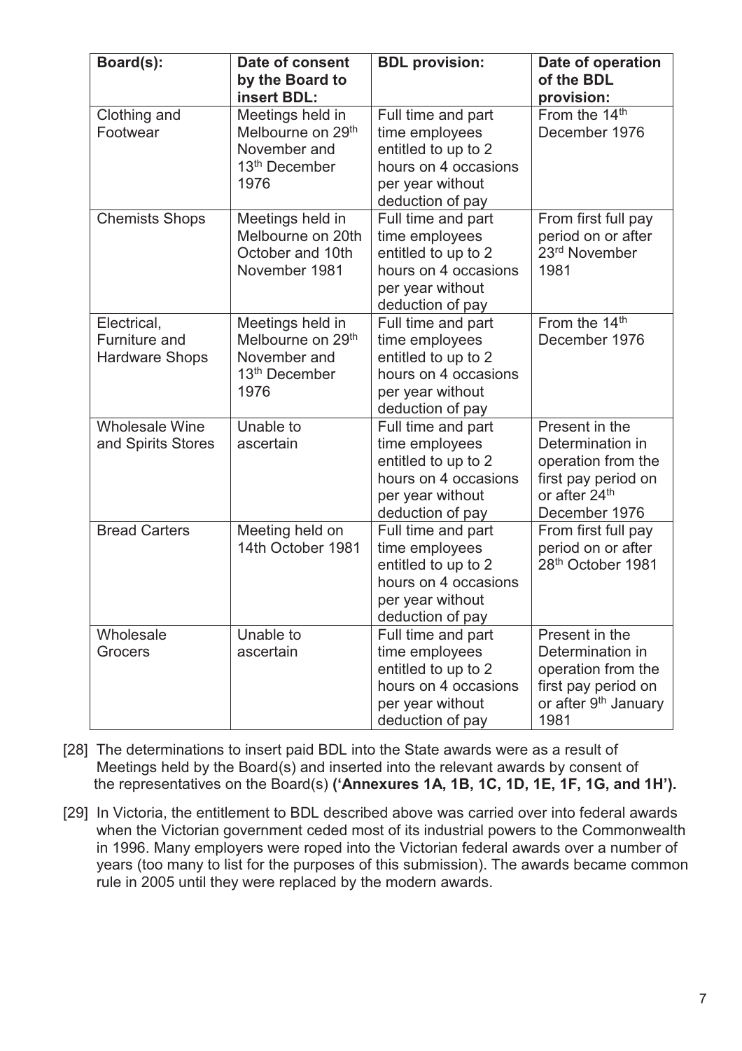| Board(s): | Date of consent by the Board to insert BDL: | BDL provision: | Date of operation of the BDL provision: |
|---|---|---|---|
| Clothing and Footwear | Meetings held in Melbourne on 29th November and 13th December 1976 | Full time and part time employees entitled to up to 2 hours on 4 occasions per year without deduction of pay | From the 14th December 1976 |
| Chemists Shops | Meetings held in Melbourne on 20th October and 10th November 1981 | Full time and part time employees entitled to up to 2 hours on 4 occasions per year without deduction of pay | From first full pay period on or after 23rd November 1981 |
| Electrical, Furniture and Hardware Shops | Meetings held in Melbourne on 29th November and 13th December 1976 | Full time and part time employees entitled to up to 2 hours on 4 occasions per year without deduction of pay | From the 14th December 1976 |
| Wholesale Wine and Spirits Stores | Unable to ascertain | Full time and part time employees entitled to up to 2 hours on 4 occasions per year without deduction of pay | Present in the Determination in operation from the first pay period on or after 24th December 1976 |
| Bread Carters | Meeting held on 14th October 1981 | Full time and part time employees entitled to up to 2 hours on 4 occasions per year without deduction of pay | From first full pay period on or after 28th October 1981 |
| Wholesale Grocers | Unable to ascertain | Full time and part time employees entitled to up to 2 hours on 4 occasions per year without deduction of pay | Present in the Determination in operation from the first pay period on or after 9th January 1981 |

[28] The determinations to insert paid BDL into the State awards were as a result of Meetings held by the Board(s) and inserted into the relevant awards by consent of the representatives on the Board(s) **('Annexures 1A, 1B, 1C, 1D, 1E, 1F, 1G, and 1H').**

[29] In Victoria, the entitlement to BDL described above was carried over into federal awards when the Victorian government ceded most of its industrial powers to the Commonwealth in 1996. Many employers were roped into the Victorian federal awards over a number of years (too many to list for the purposes of this submission). The awards became common rule in 2005 until they were replaced by the modern awards.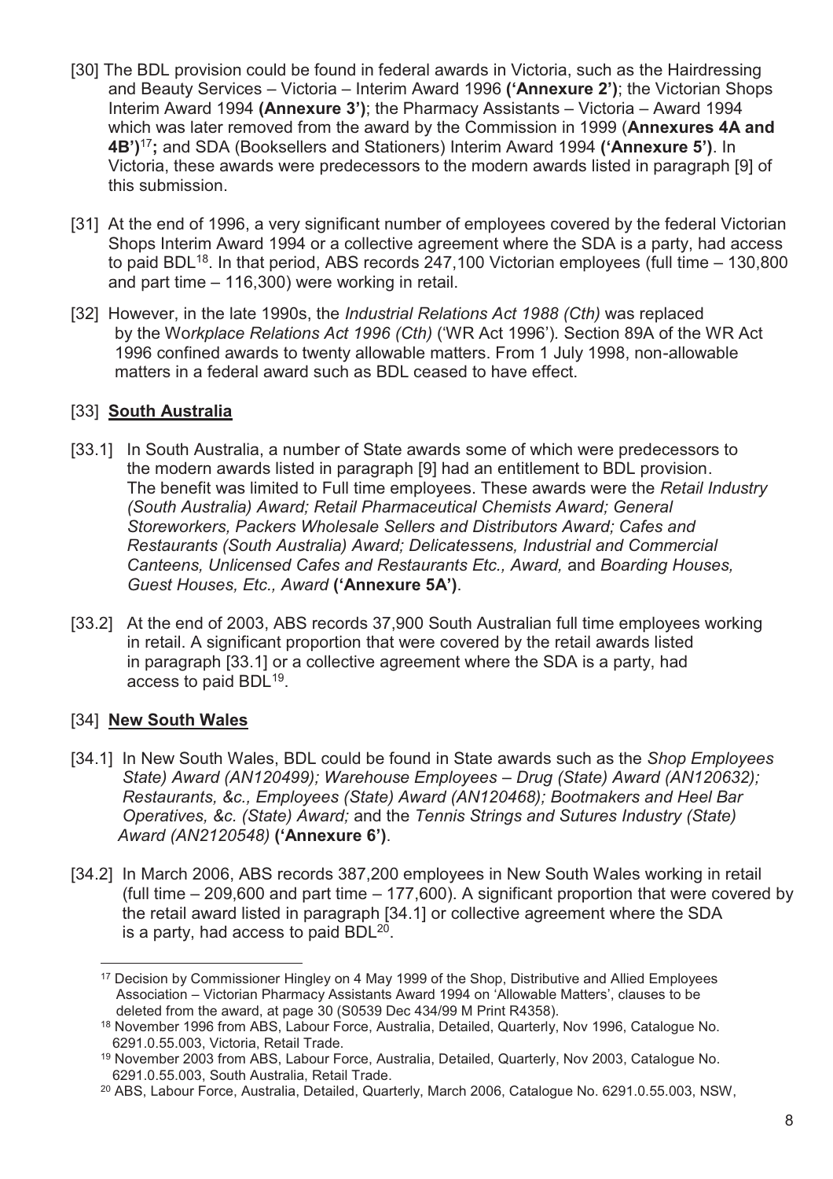[30] The BDL provision could be found in federal awards in Victoria, such as the Hairdressing and Beauty Services – Victoria – Interim Award 1996 **('Annexure 2')**; the Victorian Shops Interim Award 1994 **(Annexure 3')**; the Pharmacy Assistants – Victoria – Award 1994 which was later removed from the award by the Commission in 1999 (**Annexures 4A and 4B')**[17]**;** and SDA (Booksellers and Stationers) Interim Award 1994 **('Annexure 5')**. In Victoria, these awards were predecessors to the modern awards listed in paragraph [9] of this submission.

[31] At the end of 1996, a very significant number of employees covered by the federal Victorian Shops Interim Award 1994 or a collective agreement where the SDA is a party, had access to paid BDL[18]. In that period, ABS records 247,100 Victorian employees (full time – 130,800 and part time – 116,300) were working in retail.

[32] However, in the late 1990s, the *Industrial Relations Act 1988 (Cth)* was replaced by the Wo*rkplace Relations Act 1996 (Cth)* ('WR Act 1996'). Section 89A of the WR Act 1996 confined awards to twenty allowable matters. From 1 July 1998, non-allowable matters in a federal award such as BDL ceased to have effect.

[33] **South Australia**

[33.1] In South Australia, a number of State awards some of which were predecessors to the modern awards listed in paragraph [9] had an entitlement to BDL provision. The benefit was limited to Full time employees. These awards were the *Retail Industry (South Australia) Award; Retail Pharmaceutical Chemists Award; General Storeworkers, Packers Wholesale Sellers and Distributors Award; Cafes and Restaurants (South Australia) Award; Delicatessens, Industrial and Commercial Canteens, Unlicensed Cafes and Restaurants Etc., Award,* and *Boarding Houses, Guest Houses, Etc., Award* **('Annexure 5A')**.

[33.2] At the end of 2003, ABS records 37,900 South Australian full time employees working in retail. A significant proportion that were covered by the retail awards listed in paragraph [33.1] or a collective agreement where the SDA is a party, had access to paid BDL[19].

[34] **New South Wales**

[34.1] In New South Wales, BDL could be found in State awards such as the *Shop Employees State) Award (AN120499); Warehouse Employees – Drug (State) Award (AN120632); Restaurants, &c., Employees (State) Award (AN120468); Bootmakers and Heel Bar Operatives, &c. (State) Award;* and the *Tennis Strings and Sutures Industry (State) Award (AN2120548)* **('Annexure 6')**.

[34.2] In March 2006, ABS records 387,200 employees in New South Wales working in retail (full time – 209,600 and part time – 177,600). A significant proportion that were covered by the retail award listed in paragraph [34.1] or collective agreement where the SDA is a party, had access to paid BDL[20].

---

[17] Decision by Commissioner Hingley on 4 May 1999 of the Shop, Distributive and Allied Employees Association – Victorian Pharmacy Assistants Award 1994 on 'Allowable Matters', clauses to be deleted from the award, at page 30 (S0539 Dec 434/99 M Print R4358).

[18] November 1996 from ABS, Labour Force, Australia, Detailed, Quarterly, Nov 1996, Catalogue No. 6291.0.55.003, Victoria, Retail Trade.

[19] November 2003 from ABS, Labour Force, Australia, Detailed, Quarterly, Nov 2003, Catalogue No. 6291.0.55.003, South Australia, Retail Trade.

[20] ABS, Labour Force, Australia, Detailed, Quarterly, March 2006, Catalogue No. 6291.0.55.003, NSW,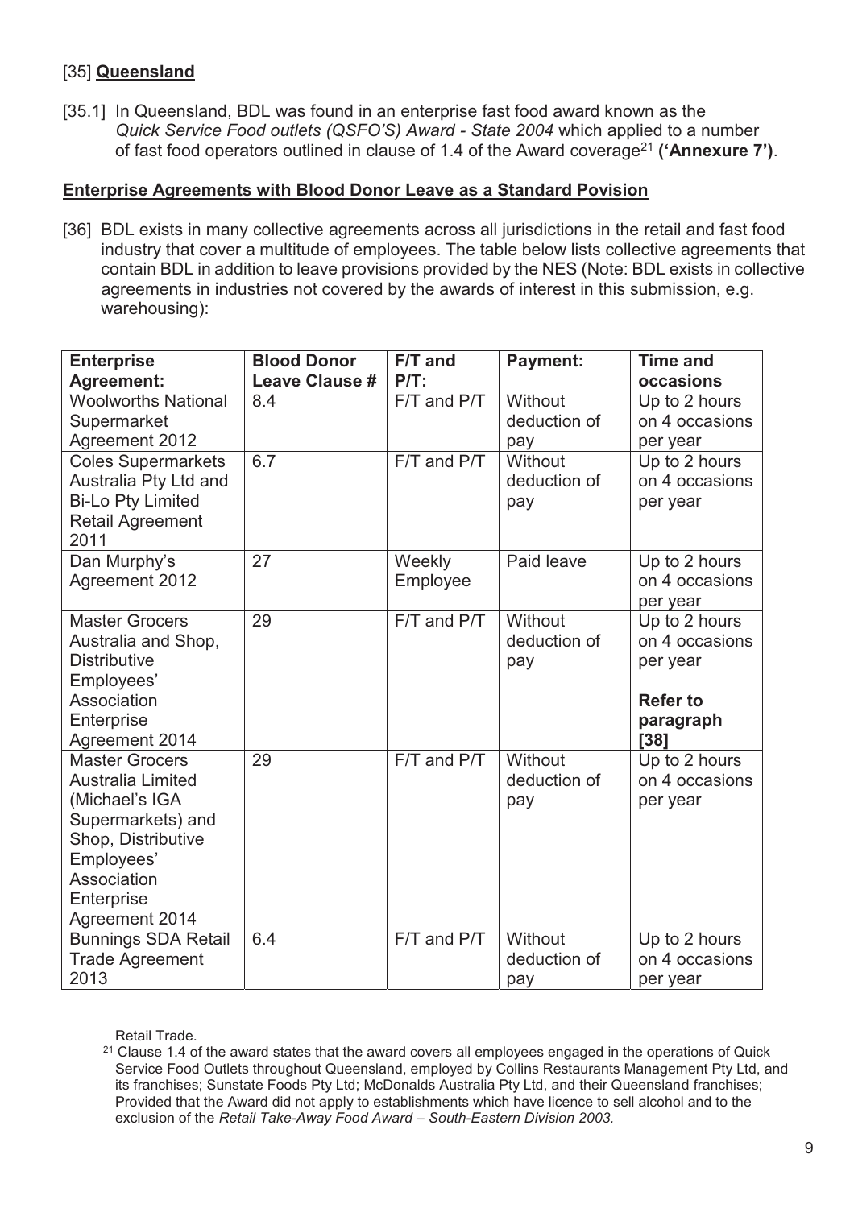[35] **Queensland**

[35.1] In Queensland, BDL was found in an enterprise fast food award known as the *Quick Service Food outlets (QSFO'S) Award - State 2004* which applied to a number of fast food operators outlined in clause of 1.4 of the Award coverage[21] **('Annexure 7')**.

**Enterprise Agreements with Blood Donor Leave as a Standard Povision**

[36] BDL exists in many collective agreements across all jurisdictions in the retail and fast food industry that cover a multitude of employees. The table below lists collective agreements that contain BDL in addition to leave provisions provided by the NES (Note: BDL exists in collective agreements in industries not covered by the awards of interest in this submission, e.g. warehousing):

| **Enterprise Agreement:** | **Blood Donor Leave Clause #** | **F/T and P/T:** | **Payment:** | **Time and occasions** |
|---|---|---|---|---|
| Woolworths National Supermarket Agreement 2012 | 8.4 | F/T and P/T | Without deduction of pay | Up to 2 hours on 4 occasions per year |
| Coles Supermarkets Australia Pty Ltd and Bi-Lo Pty Limited Retail Agreement 2011 | 6.7 | F/T and P/T | Without deduction of pay | Up to 2 hours on 4 occasions per year |
| Dan Murphy's Agreement 2012 | 27 | Weekly Employee | Paid leave | Up to 2 hours on 4 occasions per year |
| Master Grocers Australia and Shop, Distributive Employees' Association Enterprise Agreement 2014 | 29 | F/T and P/T | Without deduction of pay | Up to 2 hours on 4 occasions per year **Refer to paragraph [38]** |
| Master Grocers Australia Limited (Michael's IGA Supermarkets) and Shop, Distributive Employees' Association Enterprise Agreement 2014 | 29 | F/T and P/T | Without deduction of pay | Up to 2 hours on 4 occasions per year |
| Bunnings SDA Retail Trade Agreement 2013 | 6.4 | F/T and P/T | Without deduction of pay | Up to 2 hours on 4 occasions per year |

Retail Trade.

[21] Clause 1.4 of the award states that the award covers all employees engaged in the operations of Quick Service Food Outlets throughout Queensland, employed by Collins Restaurants Management Pty Ltd, and its franchises; Sunstate Foods Pty Ltd; McDonalds Australia Pty Ltd, and their Queensland franchises; Provided that the Award did not apply to establishments which have licence to sell alcohol and to the exclusion of the *Retail Take-Away Food Award – South-Eastern Division 2003.*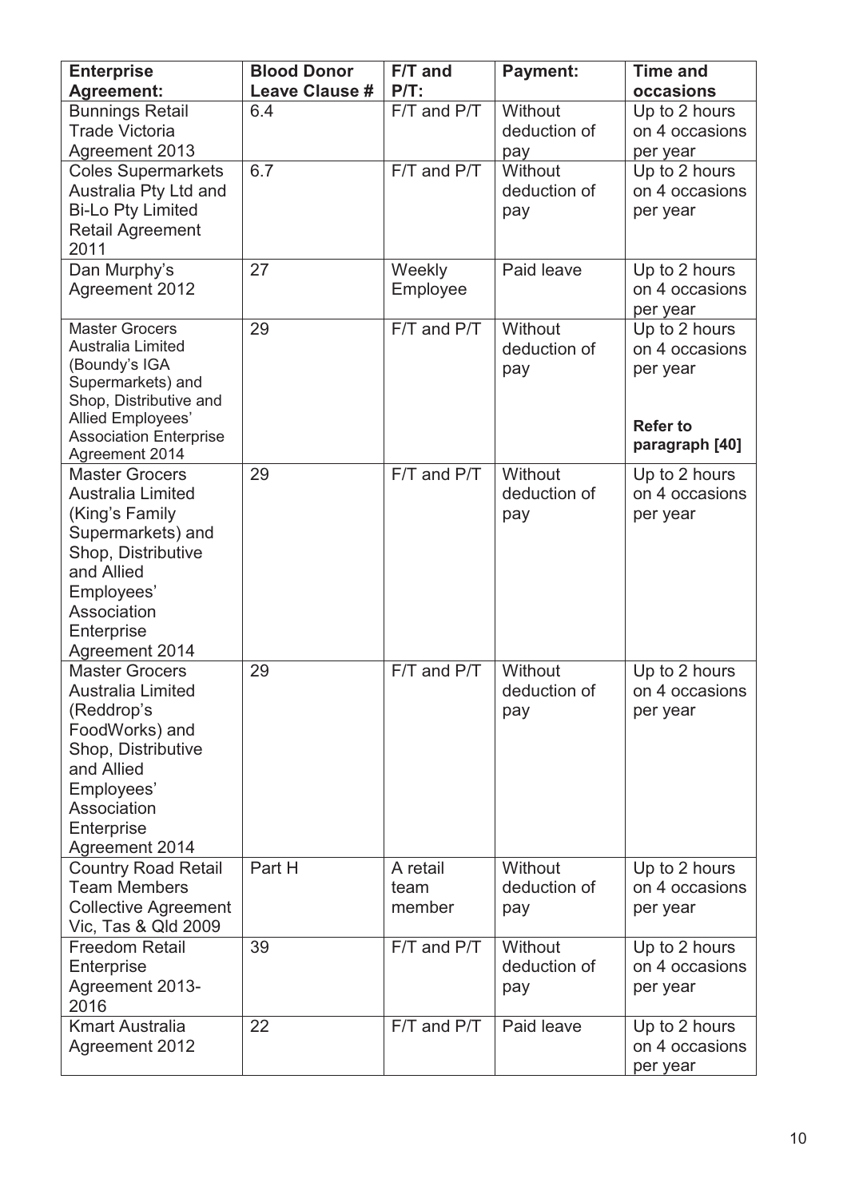| Enterprise Agreement: | Blood Donor Leave Clause # | F/T and P/T: | Payment: | Time and occasions |
|---|---|---|---|---|
| Bunnings Retail Trade Victoria Agreement 2013 | 6.4 | F/T and P/T | Without deduction of pay | Up to 2 hours on 4 occasions per year |
| Coles Supermarkets Australia Pty Ltd and Bi-Lo Pty Limited Retail Agreement 2011 | 6.7 | F/T and P/T | Without deduction of pay | Up to 2 hours on 4 occasions per year |
| Dan Murphy's Agreement 2012 | 27 | Weekly Employee | Paid leave | Up to 2 hours on 4 occasions per year |
| Master Grocers Australia Limited (Boundy's IGA Supermarkets) and Shop, Distributive and Allied Employees' Association Enterprise Agreement 2014 | 29 | F/T and P/T | Without deduction of pay | Up to 2 hours on 4 occasions per year **Refer to paragraph [40]** |
| Master Grocers Australia Limited (King's Family Supermarkets) and Shop, Distributive and Allied Employees' Association Enterprise Agreement 2014 | 29 | F/T and P/T | Without deduction of pay | Up to 2 hours on 4 occasions per year |
| Master Grocers Australia Limited (Reddrop's FoodWorks) and Shop, Distributive and Allied Employees' Association Enterprise Agreement 2014 | 29 | F/T and P/T | Without deduction of pay | Up to 2 hours on 4 occasions per year |
| Country Road Retail Team Members Collective Agreement Vic, Tas & Qld 2009 | Part H | A retail team member | Without deduction of pay | Up to 2 hours on 4 occasions per year |
| Freedom Retail Enterprise Agreement 2013-2016 | 39 | F/T and P/T | Without deduction of pay | Up to 2 hours on 4 occasions per year |
| Kmart Australia Agreement 2012 | 22 | F/T and P/T | Paid leave | Up to 2 hours on 4 occasions per year |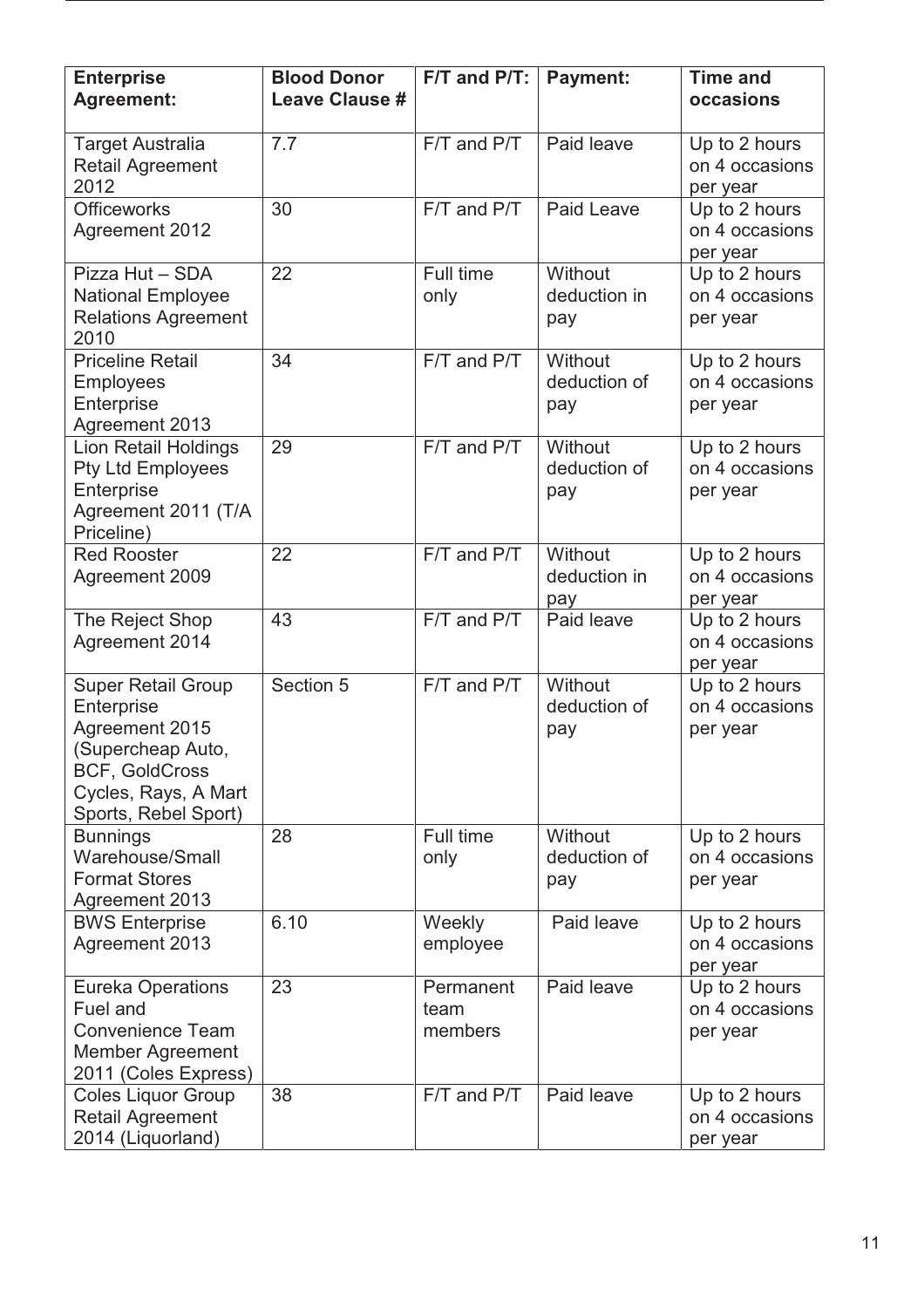| Enterprise Agreement: | Blood Donor Leave Clause # | F/T and P/T: | Payment: | Time and occasions |
|---|---|---|---|---|
| Target Australia Retail Agreement 2012 | 7.7 | F/T and P/T | Paid leave | Up to 2 hours on 4 occasions per year |
| Officeworks Agreement 2012 | 30 | F/T and P/T | Paid Leave | Up to 2 hours on 4 occasions per year |
| Pizza Hut – SDA National Employee Relations Agreement 2010 | 22 | Full time only | Without deduction in pay | Up to 2 hours on 4 occasions per year |
| Priceline Retail Employees Enterprise Agreement 2013 | 34 | F/T and P/T | Without deduction of pay | Up to 2 hours on 4 occasions per year |
| Lion Retail Holdings Pty Ltd Employees Enterprise Agreement 2011 (T/A Priceline) | 29 | F/T and P/T | Without deduction of pay | Up to 2 hours on 4 occasions per year |
| Red Rooster Agreement 2009 | 22 | F/T and P/T | Without deduction in pay | Up to 2 hours on 4 occasions per year |
| The Reject Shop Agreement 2014 | 43 | F/T and P/T | Paid leave | Up to 2 hours on 4 occasions per year |
| Super Retail Group Enterprise Agreement 2015 (Supercheap Auto, BCF, GoldCross Cycles, Rays, A Mart Sports, Rebel Sport) | Section 5 | F/T and P/T | Without deduction of pay | Up to 2 hours on 4 occasions per year |
| Bunnings Warehouse/Small Format Stores Agreement 2013 | 28 | Full time only | Without deduction of pay | Up to 2 hours on 4 occasions per year |
| BWS Enterprise Agreement 2013 | 6.10 | Weekly employee | Paid leave | Up to 2 hours on 4 occasions per year |
| Eureka Operations Fuel and Convenience Team Member Agreement 2011 (Coles Express) | 23 | Permanent team members | Paid leave | Up to 2 hours on 4 occasions per year |
| Coles Liquor Group Retail Agreement 2014 (Liquorland) | 38 | F/T and P/T | Paid leave | Up to 2 hours on 4 occasions per year |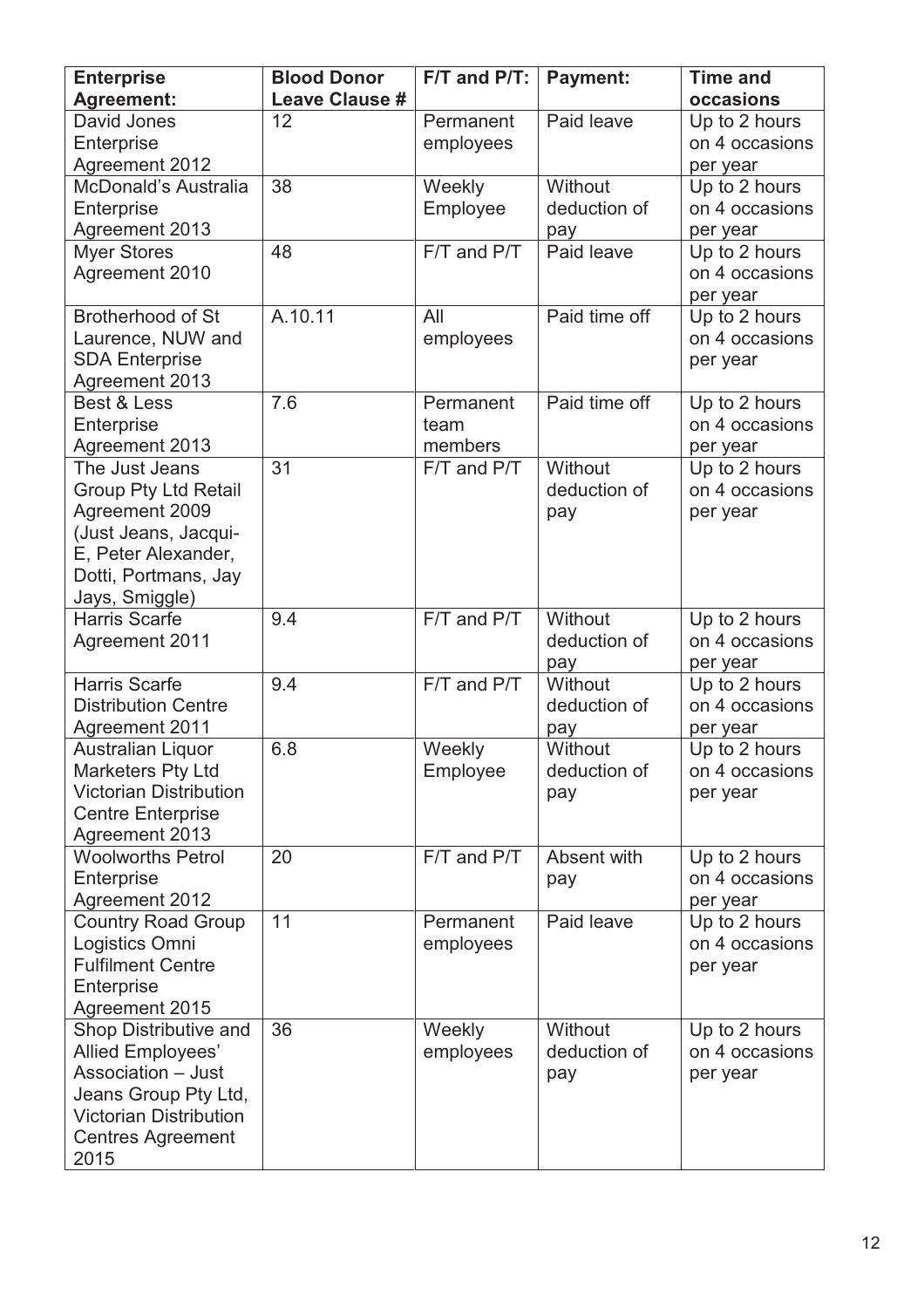| Enterprise Agreement: | Blood Donor Leave Clause # | F/T and P/T: | Payment: | Time and occasions |
|---|---|---|---|---|
| David Jones Enterprise Agreement 2012 | 12 | Permanent employees | Paid leave | Up to 2 hours on 4 occasions per year |
| McDonald's Australia Enterprise Agreement 2013 | 38 | Weekly Employee | Without deduction of pay | Up to 2 hours on 4 occasions per year |
| Myer Stores Agreement 2010 | 48 | F/T and P/T | Paid leave | Up to 2 hours on 4 occasions per year |
| Brotherhood of St Laurence, NUW and SDA Enterprise Agreement 2013 | A.10.11 | All employees | Paid time off | Up to 2 hours on 4 occasions per year |
| Best & Less Enterprise Agreement 2013 | 7.6 | Permanent team members | Paid time off | Up to 2 hours on 4 occasions per year |
| The Just Jeans Group Pty Ltd Retail Agreement 2009 (Just Jeans, Jacqui-E, Peter Alexander, Dotti, Portmans, Jay Jays, Smiggle) | 31 | F/T and P/T | Without deduction of pay | Up to 2 hours on 4 occasions per year |
| Harris Scarfe Agreement 2011 | 9.4 | F/T and P/T | Without deduction of pay | Up to 2 hours on 4 occasions per year |
| Harris Scarfe Distribution Centre Agreement 2011 | 9.4 | F/T and P/T | Without deduction of pay | Up to 2 hours on 4 occasions per year |
| Australian Liquor Marketers Pty Ltd Victorian Distribution Centre Enterprise Agreement 2013 | 6.8 | Weekly Employee | Without deduction of pay | Up to 2 hours on 4 occasions per year |
| Woolworths Petrol Enterprise Agreement 2012 | 20 | F/T and P/T | Absent with pay | Up to 2 hours on 4 occasions per year |
| Country Road Group Logistics Omni Fulfilment Centre Enterprise Agreement 2015 | 11 | Permanent employees | Paid leave | Up to 2 hours on 4 occasions per year |
| Shop Distributive and Allied Employees' Association – Just Jeans Group Pty Ltd, Victorian Distribution Centres Agreement 2015 | 36 | Weekly employees | Without deduction of pay | Up to 2 hours on 4 occasions per year |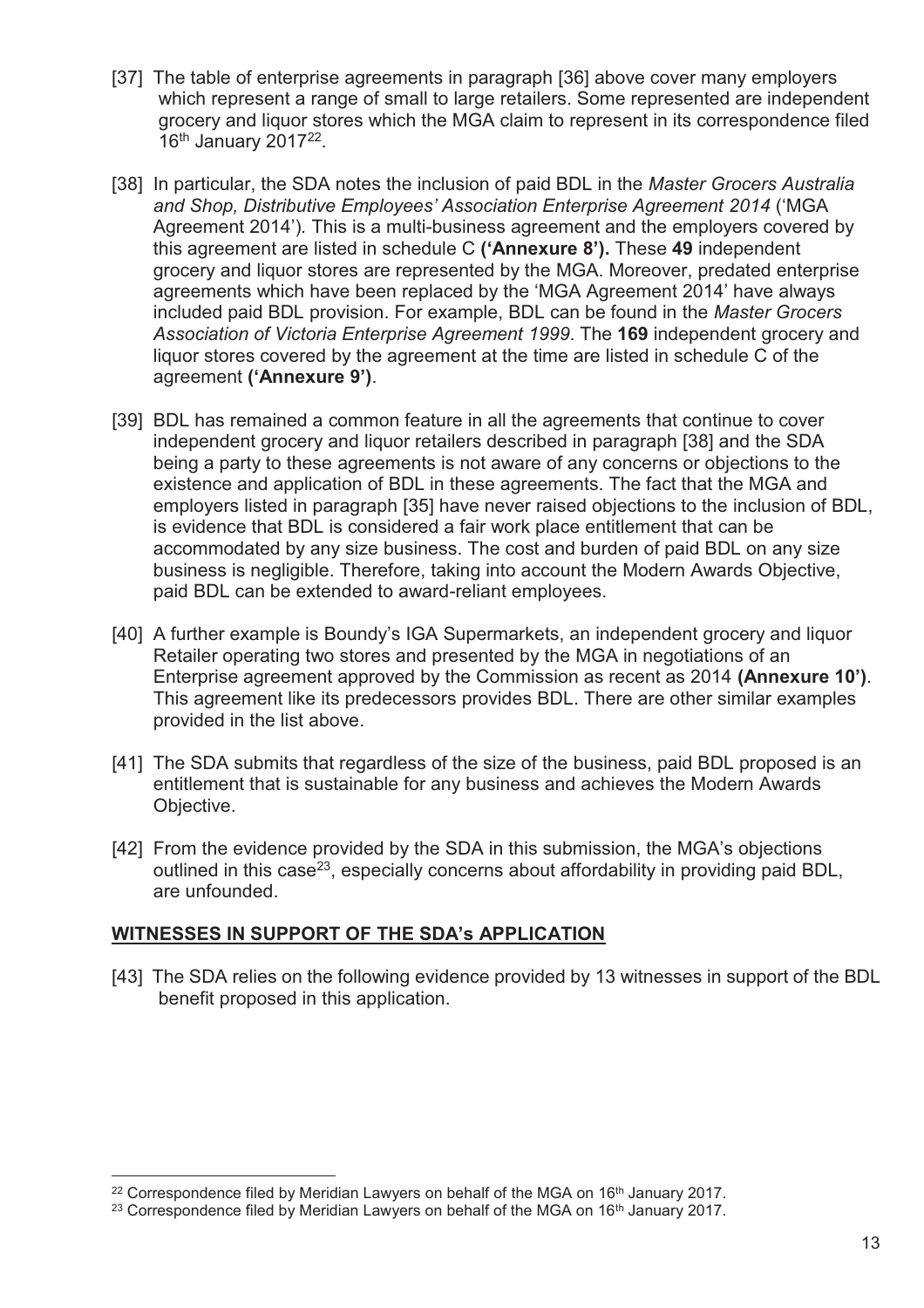[37] The table of enterprise agreements in paragraph [36] above cover many employers which represent a range of small to large retailers. Some represented are independent grocery and liquor stores which the MGA claim to represent in its correspondence filed 16th January 2017[22].

[38] In particular, the SDA notes the inclusion of paid BDL in the *Master Grocers Australia and Shop, Distributive Employees' Association Enterprise Agreement 2014* ('MGA Agreement 2014'). This is a multi-business agreement and the employers covered by this agreement are listed in schedule C **('Annexure 8').** These **49** independent grocery and liquor stores are represented by the MGA. Moreover, predated enterprise agreements which have been replaced by the 'MGA Agreement 2014' have always included paid BDL provision. For example, BDL can be found in the *Master Grocers Association of Victoria Enterprise Agreement 1999*. The **169** independent grocery and liquor stores covered by the agreement at the time are listed in schedule C of the agreement **('Annexure 9')**.

[39] BDL has remained a common feature in all the agreements that continue to cover independent grocery and liquor retailers described in paragraph [38] and the SDA being a party to these agreements is not aware of any concerns or objections to the existence and application of BDL in these agreements. The fact that the MGA and employers listed in paragraph [35] have never raised objections to the inclusion of BDL, is evidence that BDL is considered a fair work place entitlement that can be accommodated by any size business. The cost and burden of paid BDL on any size business is negligible. Therefore, taking into account the Modern Awards Objective, paid BDL can be extended to award-reliant employees.

[40] A further example is Boundy's IGA Supermarkets, an independent grocery and liquor Retailer operating two stores and presented by the MGA in negotiations of an Enterprise agreement approved by the Commission as recent as 2014 **(Annexure 10')**. This agreement like its predecessors provides BDL. There are other similar examples provided in the list above.

[41] The SDA submits that regardless of the size of the business, paid BDL proposed is an entitlement that is sustainable for any business and achieves the Modern Awards Objective.

[42] From the evidence provided by the SDA in this submission, the MGA's objections outlined in this case[23], especially concerns about affordability in providing paid BDL, are unfounded.

## WITNESSES IN SUPPORT OF THE SDA's APPLICATION

[43] The SDA relies on the following evidence provided by 13 witnesses in support of the BDL benefit proposed in this application.

---

[22] Correspondence filed by Meridian Lawyers on behalf of the MGA on 16th January 2017.

[23] Correspondence filed by Meridian Lawyers on behalf of the MGA on 16th January 2017.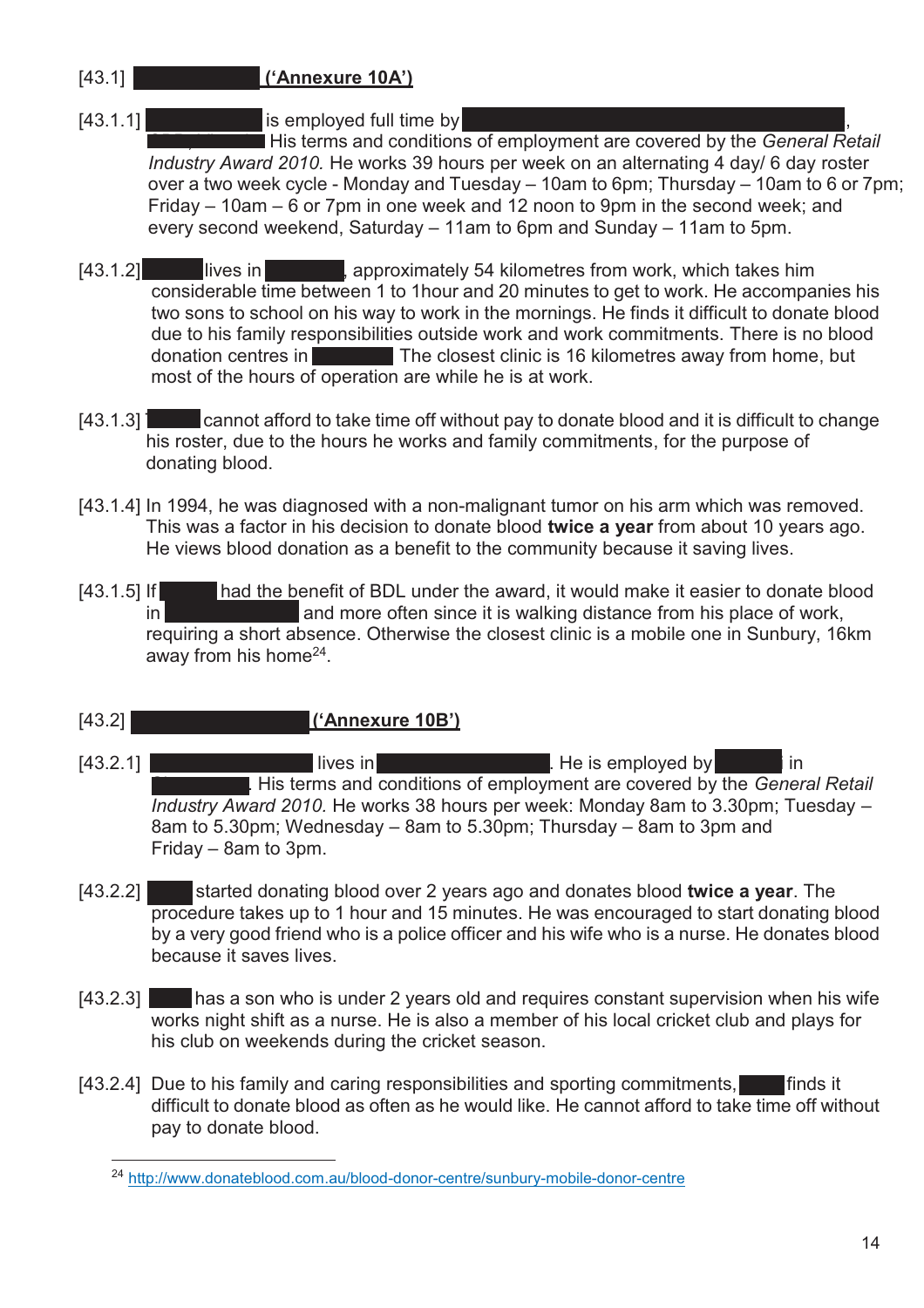[43.1] ██████ **('Annexure 10A')**

[43.1.1] ██████ is employed full time by ██████, ██████ His terms and conditions of employment are covered by the *General Retail Industry Award 2010.* He works 39 hours per week on an alternating 4 day/ 6 day roster over a two week cycle - Monday and Tuesday – 10am to 6pm; Thursday – 10am to 6 or 7pm; Friday – 10am – 6 or 7pm in one week and 12 noon to 9pm in the second week; and every second weekend, Saturday – 11am to 6pm and Sunday – 11am to 5pm.

[43.1.2] ██████ lives in ██████, approximately 54 kilometres from work, which takes him considerable time between 1 to 1hour and 20 minutes to get to work. He accompanies his two sons to school on his way to work in the mornings. He finds it difficult to donate blood due to his family responsibilities outside work and work commitments. There is no blood donation centres in ██████ The closest clinic is 16 kilometres away from home, but most of the hours of operation are while he is at work.

[43.1.3] ██████ cannot afford to take time off without pay to donate blood and it is difficult to change his roster, due to the hours he works and family commitments, for the purpose of donating blood.

[43.1.4] In 1994, he was diagnosed with a non-malignant tumor on his arm which was removed. This was a factor in his decision to donate blood **twice a year** from about 10 years ago. He views blood donation as a benefit to the community because it saving lives.

[43.1.5] If ██████ had the benefit of BDL under the award, it would make it easier to donate blood in ██████ and more often since it is walking distance from his place of work, requiring a short absence. Otherwise the closest clinic is a mobile one in Sunbury, 16km away from his home[24].

[43.2] ██████ **('Annexure 10B')**

[43.2.1] ██████ lives in ██████. He is employed by ██████ in ██████. His terms and conditions of employment are covered by the *General Retail Industry Award 2010*. He works 38 hours per week: Monday 8am to 3.30pm; Tuesday – 8am to 5.30pm; Wednesday – 8am to 5.30pm; Thursday – 8am to 3pm and Friday – 8am to 3pm.

[43.2.2] ██████ started donating blood over 2 years ago and donates blood **twice a year**. The procedure takes up to 1 hour and 15 minutes. He was encouraged to start donating blood by a very good friend who is a police officer and his wife who is a nurse. He donates blood because it saves lives.

[43.2.3] ██████ has a son who is under 2 years old and requires constant supervision when his wife works night shift as a nurse. He is also a member of his local cricket club and plays for his club on weekends during the cricket season.

[43.2.4] Due to his family and caring responsibilities and sporting commitments, ██████ finds it difficult to donate blood as often as he would like. He cannot afford to take time off without pay to donate blood.

---

[24] http://www.donateblood.com.au/blood-donor-centre/sunbury-mobile-donor-centre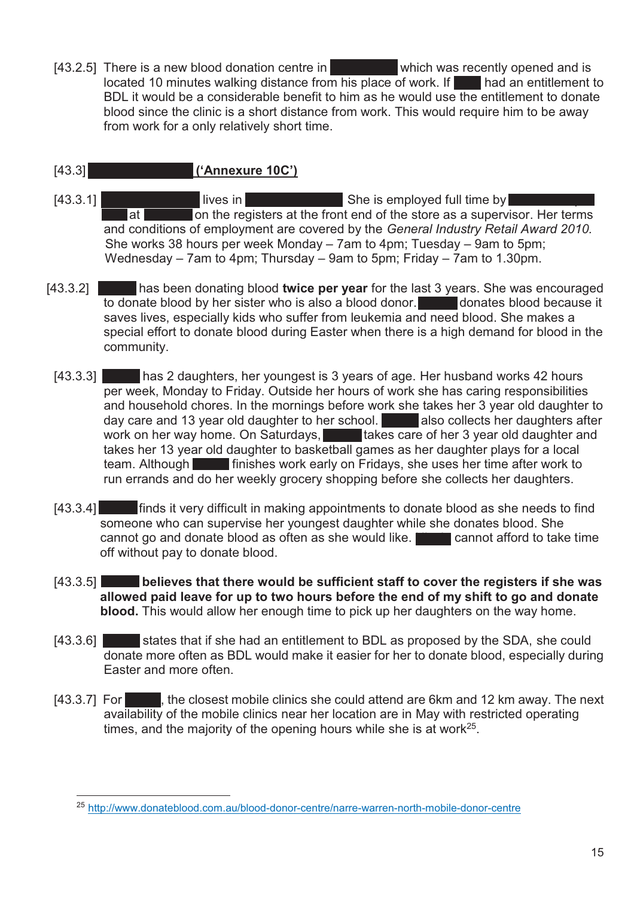[43.2.5] There is a new blood donation centre in ████████ which was recently opened and is located 10 minutes walking distance from his place of work. If ████ had an entitlement to BDL it would be a considerable benefit to him as he would use the entitlement to donate blood since the clinic is a short distance from work. This would require him to be away from work for a only relatively short time.

[43.3] ████████████ **('Annexure 10C')**

[43.3.1] ████████████ lives in ████████████ She is employed full time by ██████████ ████ at ██████ on the registers at the front end of the store as a supervisor. Her terms and conditions of employment are covered by the *General Industry Retail Award 2010.* She works 38 hours per week Monday – 7am to 4pm; Tuesday – 9am to 5pm; Wednesday – 7am to 4pm; Thursday – 9am to 5pm; Friday – 7am to 1.30pm.

[43.3.2] █████ has been donating blood **twice per year** for the last 3 years. She was encouraged to donate blood by her sister who is also a blood donor. █████ donates blood because it saves lives, especially kids who suffer from leukemia and need blood. She makes a special effort to donate blood during Easter when there is a high demand for blood in the community.

[43.3.3] █████ has 2 daughters, her youngest is 3 years of age. Her husband works 42 hours per week, Monday to Friday. Outside her hours of work she has caring responsibilities and household chores. In the mornings before work she takes her 3 year old daughter to day care and 13 year old daughter to her school. █████ also collects her daughters after work on her way home. On Saturdays, █████ takes care of her 3 year old daughter and takes her 13 year old daughter to basketball games as her daughter plays for a local team. Although █████ finishes work early on Fridays, she uses her time after work to run errands and do her weekly grocery shopping before she collects her daughters.

[43.3.4] █████ finds it very difficult in making appointments to donate blood as she needs to find someone who can supervise her youngest daughter while she donates blood. She cannot go and donate blood as often as she would like. █████ cannot afford to take time off without pay to donate blood.

[43.3.5] █████ **believes that there would be sufficient staff to cover the registers if she was allowed paid leave for up to two hours before the end of my shift to go and donate blood.** This would allow her enough time to pick up her daughters on the way home.

[43.3.6] █████ states that if she had an entitlement to BDL as proposed by the SDA, she could donate more often as BDL would make it easier for her to donate blood, especially during Easter and more often.

[43.3.7] For █████, the closest mobile clinics she could attend are 6km and 12 km away. The next availability of the mobile clinics near her location are in May with restricted operating times, and the majority of the opening hours while she is at work[25].

[25] http://www.donateblood.com.au/blood-donor-centre/narre-warren-north-mobile-donor-centre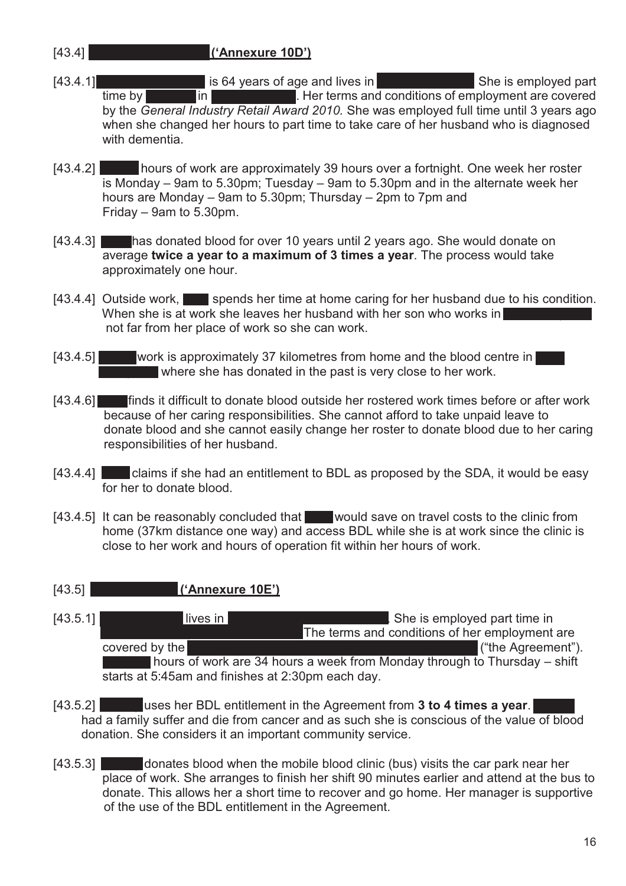[43.4] **('Annexure 10D')**

[43.4.1] is 64 years of age and lives in . She is employed part time by in . Her terms and conditions of employment are covered by the *General Industry Retail Award 2010.* She was employed full time until 3 years ago when she changed her hours to part time to take care of her husband who is diagnosed with dementia.

[43.4.2] hours of work are approximately 39 hours over a fortnight. One week her roster is Monday – 9am to 5.30pm; Tuesday – 9am to 5.30pm and in the alternate week her hours are Monday – 9am to 5.30pm; Thursday – 2pm to 7pm and Friday – 9am to 5.30pm.

[43.4.3] has donated blood for over 10 years until 2 years ago. She would donate on average **twice a year to a maximum of 3 times a year**. The process would take approximately one hour.

[43.4.4] Outside work, spends her time at home caring for her husband due to his condition. When she is at work she leaves her husband with her son who works in not far from her place of work so she can work.

[43.4.5] work is approximately 37 kilometres from home and the blood centre in where she has donated in the past is very close to her work.

[43.4.6] finds it difficult to donate blood outside her rostered work times before or after work because of her caring responsibilities. She cannot afford to take unpaid leave to donate blood and she cannot easily change her roster to donate blood due to her caring responsibilities of her husband.

[43.4.4] claims if she had an entitlement to BDL as proposed by the SDA, it would be easy for her to donate blood.

[43.4.5] It can be reasonably concluded that would save on travel costs to the clinic from home (37km distance one way) and access BDL while she is at work since the clinic is close to her work and hours of operation fit within her hours of work.

[43.5] **('Annexure 10E')**

[43.5.1] lives in . She is employed part time in . The terms and conditions of her employment are covered by the ("the Agreement"). hours of work are 34 hours a week from Monday through to Thursday – shift starts at 5:45am and finishes at 2:30pm each day.

[43.5.2] uses her BDL entitlement in the Agreement from **3 to 4 times a year**. had a family suffer and die from cancer and as such she is conscious of the value of blood donation. She considers it an important community service.

[43.5.3] donates blood when the mobile blood clinic (bus) visits the car park near her place of work. She arranges to finish her shift 90 minutes earlier and attend at the bus to donate. This allows her a short time to recover and go home. Her manager is supportive of the use of the BDL entitlement in the Agreement.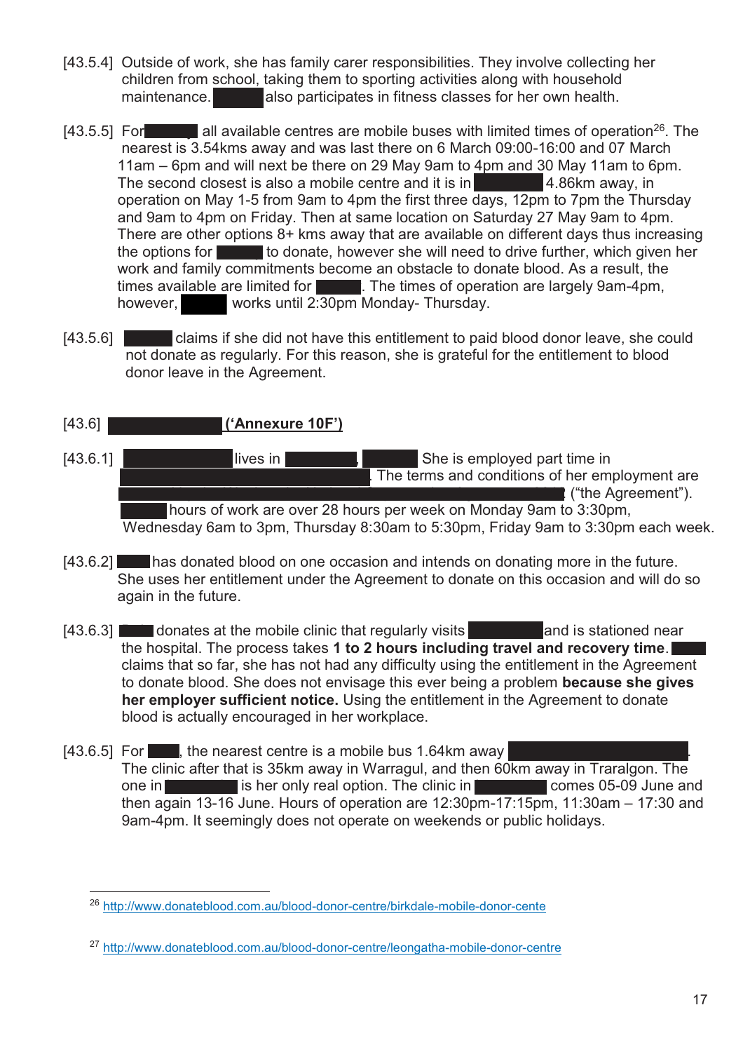[43.5.4] Outside of work, she has family carer responsibilities. They involve collecting her children from school, taking them to sporting activities along with household maintenance. ██████ also participates in fitness classes for her own health.

[43.5.5] For ██████ all available centres are mobile buses with limited times of operation[26]. The nearest is 3.54kms away and was last there on 6 March 09:00-16:00 and 07 March 11am – 6pm and will next be there on 29 May 9am to 4pm and 30 May 11am to 6pm. The second closest is also a mobile centre and it is in ████████ 4.86km away, in operation on May 1-5 from 9am to 4pm the first three days, 12pm to 7pm the Thursday and 9am to 4pm on Friday. Then at same location on Saturday 27 May 9am to 4pm. There are other options 8+ kms away that are available on different days thus increasing the options for ██████ to donate, however she will need to drive further, which given her work and family commitments become an obstacle to donate blood. As a result, the times available are limited for █████. The times of operation are largely 9am-4pm, however, █████ works until 2:30pm Monday- Thursday.

[43.5.6] ██████ claims if she did not have this entitlement to paid blood donor leave, she could not donate as regularly. For this reason, she is grateful for the entitlement to blood donor leave in the Agreement.

[43.6] ██████████████ **('Annexure 10F')**

[43.6.1] ██████████████ lives in █████████, ███████ She is employed part time in ██████████████████████████. The terms and conditions of her employment are ██████████████████████████████████████████ ("the Agreement"). ██████ hours of work are over 28 hours per week on Monday 9am to 3:30pm, Wednesday 6am to 3pm, Thursday 8:30am to 5:30pm, Friday 9am to 3:30pm each week.

[43.6.2] ████ has donated blood on one occasion and intends on donating more in the future. She uses her entitlement under the Agreement to donate on this occasion and will do so again in the future.

[43.6.3] ████ donates at the mobile clinic that regularly visits █████████ and is stationed near the hospital. The process takes **1 to 2 hours including travel and recovery time**. ████ claims that so far, she has not had any difficulty using the entitlement in the Agreement to donate blood. She does not envisage this ever being a problem **because she gives her employer sufficient notice.** Using the entitlement in the Agreement to donate blood is actually encouraged in her workplace.

[43.6.5] For ████, the nearest centre is a mobile bus 1.64km away ████████████████. The clinic after that is 35km away in Warragul, and then 60km away in Traralgon. The one in █████████ is her only real option. The clinic in █████████ comes 05-09 June and then again 13-16 June. Hours of operation are 12:30pm-17:15pm, 11:30am – 17:30 and 9am-4pm. It seemingly does not operate on weekends or public holidays.

---

[26] http://www.donateblood.com.au/blood-donor-centre/birkdale-mobile-donor-cente

[27] http://www.donateblood.com.au/blood-donor-centre/leongatha-mobile-donor-centre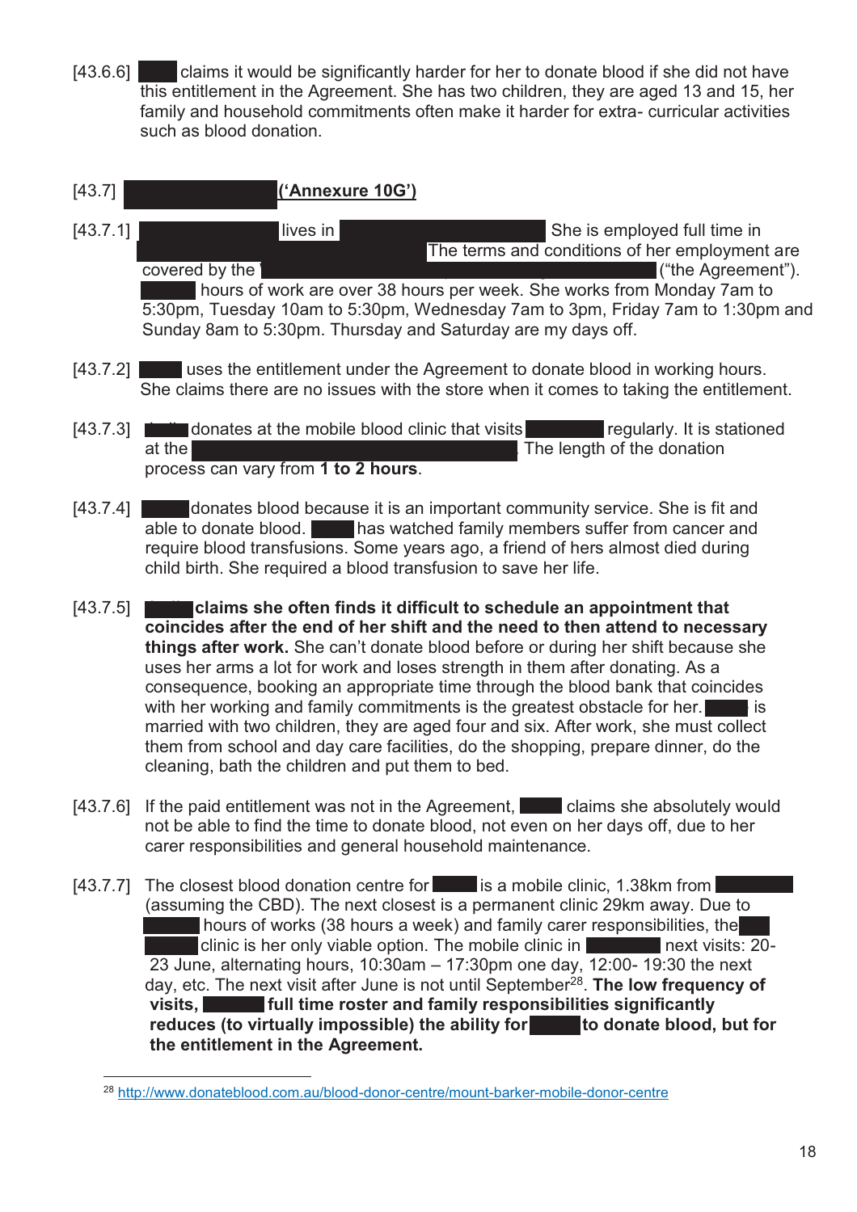[43.6.6] claims it would be significantly harder for her to donate blood if she did not have this entitlement in the Agreement. She has two children, they are aged 13 and 15, her family and household commitments often make it harder for extra- curricular activities such as blood donation.

[43.7] **('Annexure 10G')**

[43.7.1] lives in She is employed full time in The terms and conditions of her employment are covered by the ("the Agreement"). hours of work are over 38 hours per week. She works from Monday 7am to 5:30pm, Tuesday 10am to 5:30pm, Wednesday 7am to 3pm, Friday 7am to 1:30pm and Sunday 8am to 5:30pm. Thursday and Saturday are my days off.

[43.7.2] uses the entitlement under the Agreement to donate blood in working hours. She claims there are no issues with the store when it comes to taking the entitlement.

[43.7.3] donates at the mobile blood clinic that visits regularly. It is stationed at the . The length of the donation process can vary from **1 to 2 hours**.

[43.7.4] donates blood because it is an important community service. She is fit and able to donate blood. has watched family members suffer from cancer and require blood transfusions. Some years ago, a friend of hers almost died during child birth. She required a blood transfusion to save her life.

[43.7.5] **claims she often finds it difficult to schedule an appointment that coincides after the end of her shift and the need to then attend to necessary things after work.** She can't donate blood before or during her shift because she uses her arms a lot for work and loses strength in them after donating. As a consequence, booking an appropriate time through the blood bank that coincides with her working and family commitments is the greatest obstacle for her. is married with two children, they are aged four and six. After work, she must collect them from school and day care facilities, do the shopping, prepare dinner, do the cleaning, bath the children and put them to bed.

[43.7.6] If the paid entitlement was not in the Agreement, claims she absolutely would not be able to find the time to donate blood, not even on her days off, due to her carer responsibilities and general household maintenance.

[43.7.7] The closest blood donation centre for is a mobile clinic, 1.38km from (assuming the CBD). The next closest is a permanent clinic 29km away. Due to hours of works (38 hours a week) and family carer responsibilities, the clinic is her only viable option. The mobile clinic in next visits: 20-23 June, alternating hours, 10:30am – 17:30pm one day, 12:00- 19:30 the next day, etc. The next visit after June is not until September[28]. **The low frequency of visits, full time roster and family responsibilities significantly reduces (to virtually impossible) the ability for to donate blood, but for the entitlement in the Agreement.**

---

[28] http://www.donateblood.com.au/blood-donor-centre/mount-barker-mobile-donor-centre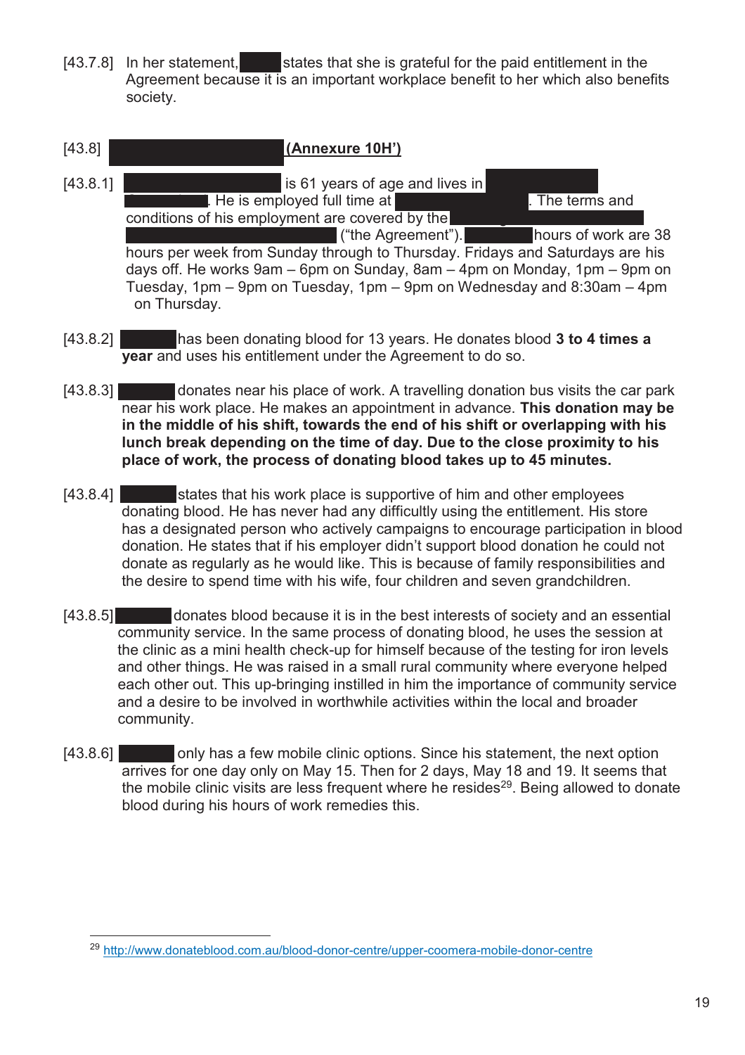[43.7.8] In her statement, ██████ states that she is grateful for the paid entitlement in the Agreement because it is an important workplace benefit to her which also benefits society.

[43.8] ██████████████████ **(Annexure 10H')**

[43.8.1] ██████████████ is 61 years of age and lives in ██████████. He is employed full time at ██████████. The terms and conditions of his employment are covered by the ██████████████████████ ("the Agreement"). ██████ hours of work are 38 hours per week from Sunday through to Thursday. Fridays and Saturdays are his days off. He works 9am – 6pm on Sunday, 8am – 4pm on Monday, 1pm – 9pm on Tuesday, 1pm – 9pm on Tuesday, 1pm – 9pm on Wednesday and 8:30am – 4pm on Thursday.

[43.8.2] ██████ has been donating blood for 13 years. He donates blood **3 to 4 times a year** and uses his entitlement under the Agreement to do so.

[43.8.3] ██████ donates near his place of work. A travelling donation bus visits the car park near his work place. He makes an appointment in advance. **This donation may be in the middle of his shift, towards the end of his shift or overlapping with his lunch break depending on the time of day. Due to the close proximity to his place of work, the process of donating blood takes up to 45 minutes.**

[43.8.4] ██████ states that his work place is supportive of him and other employees donating blood. He has never had any difficultly using the entitlement. His store has a designated person who actively campaigns to encourage participation in blood donation. He states that if his employer didn't support blood donation he could not donate as regularly as he would like. This is because of family responsibilities and the desire to spend time with his wife, four children and seven grandchildren.

[43.8.5] ██████ donates blood because it is in the best interests of society and an essential community service. In the same process of donating blood, he uses the session at the clinic as a mini health check-up for himself because of the testing for iron levels and other things. He was raised in a small rural community where everyone helped each other out. This up-bringing instilled in him the importance of community service and a desire to be involved in worthwhile activities within the local and broader community.

[43.8.6] ██████ only has a few mobile clinic options. Since his statement, the next option arrives for one day only on May 15. Then for 2 days, May 18 and 19. It seems that the mobile clinic visits are less frequent where he resides[29]. Being allowed to donate blood during his hours of work remedies this.

---

[29] http://www.donateblood.com.au/blood-donor-centre/upper-coomera-mobile-donor-centre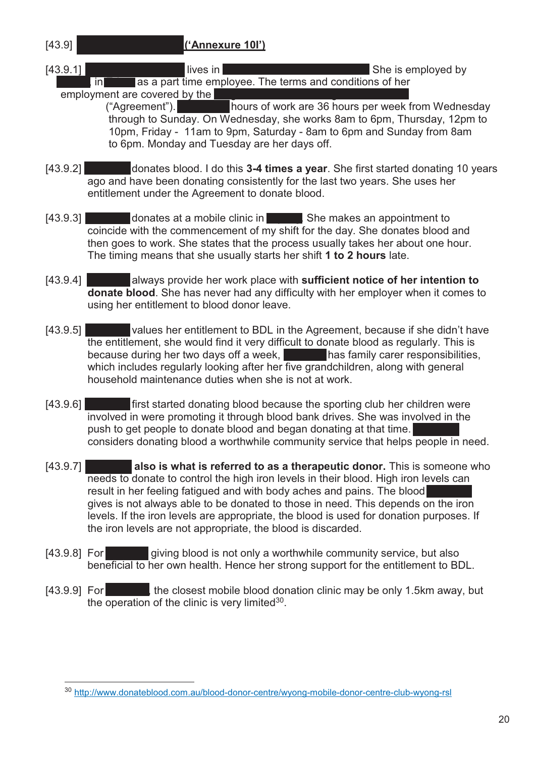[43.9] **('Annexure 10I')**

[43.9.1] lives in She is employed by in as a part time employee. The terms and conditions of her employment are covered by the ("Agreement"). hours of work are 36 hours per week from Wednesday through to Sunday. On Wednesday, she works 8am to 6pm, Thursday, 12pm to 10pm, Friday - 11am to 9pm, Saturday - 8am to 6pm and Sunday from 8am to 6pm. Monday and Tuesday are her days off.

[43.9.2] donates blood. I do this **3-4 times a year**. She first started donating 10 years ago and have been donating consistently for the last two years. She uses her entitlement under the Agreement to donate blood.

[43.9.3] donates at a mobile clinic in . She makes an appointment to coincide with the commencement of my shift for the day. She donates blood and then goes to work. She states that the process usually takes her about one hour. The timing means that she usually starts her shift **1 to 2 hours** late.

[43.9.4] always provide her work place with **sufficient notice of her intention to donate blood**. She has never had any difficulty with her employer when it comes to using her entitlement to blood donor leave.

[43.9.5] values her entitlement to BDL in the Agreement, because if she didn't have the entitlement, she would find it very difficult to donate blood as regularly. This is because during her two days off a week, has family carer responsibilities, which includes regularly looking after her five grandchildren, along with general household maintenance duties when she is not at work.

[43.9.6] first started donating blood because the sporting club her children were involved in were promoting it through blood bank drives. She was involved in the push to get people to donate blood and began donating at that time. considers donating blood a worthwhile community service that helps people in need.

[43.9.7] **also is what is referred to as a therapeutic donor.** This is someone who needs to donate to control the high iron levels in their blood. High iron levels can result in her feeling fatigued and with body aches and pains. The blood gives is not always able to be donated to those in need. This depends on the iron levels. If the iron levels are appropriate, the blood is used for donation purposes. If the iron levels are not appropriate, the blood is discarded.

[43.9.8] For giving blood is not only a worthwhile community service, but also beneficial to her own health. Hence her strong support for the entitlement to BDL.

[43.9.9] For , the closest mobile blood donation clinic may be only 1.5km away, but the operation of the clinic is very limited[30].

---

[30] http://www.donateblood.com.au/blood-donor-centre/wyong-mobile-donor-centre-club-wyong-rsl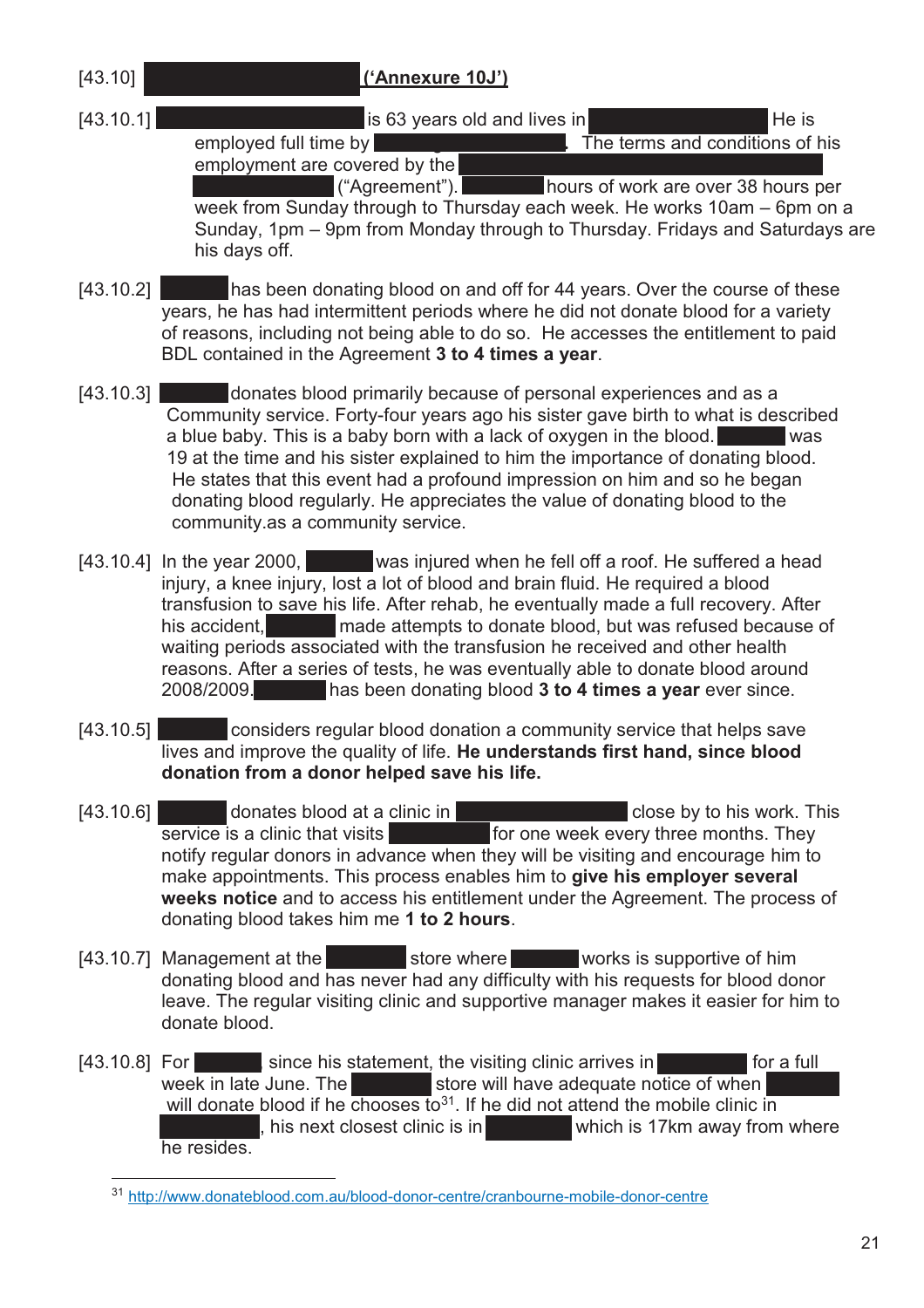[43.10] **(‘Annexure 10J’)**

[43.10.1] is 63 years old and lives in He is employed full time by . The terms and conditions of his employment are covered by the ("Agreement"). hours of work are over 38 hours per week from Sunday through to Thursday each week. He works 10am – 6pm on a Sunday, 1pm – 9pm from Monday through to Thursday. Fridays and Saturdays are his days off.

[43.10.2] has been donating blood on and off for 44 years. Over the course of these years, he has had intermittent periods where he did not donate blood for a variety of reasons, including not being able to do so. He accesses the entitlement to paid BDL contained in the Agreement **3 to 4 times a year**.

[43.10.3] donates blood primarily because of personal experiences and as a Community service. Forty-four years ago his sister gave birth to what is described a blue baby. This is a baby born with a lack of oxygen in the blood. was 19 at the time and his sister explained to him the importance of donating blood. He states that this event had a profound impression on him and so he began donating blood regularly. He appreciates the value of donating blood to the community.as a community service.

[43.10.4] In the year 2000, was injured when he fell off a roof. He suffered a head injury, a knee injury, lost a lot of blood and brain fluid. He required a blood transfusion to save his life. After rehab, he eventually made a full recovery. After his accident, made attempts to donate blood, but was refused because of waiting periods associated with the transfusion he received and other health reasons. After a series of tests, he was eventually able to donate blood around 2008/2009. has been donating blood **3 to 4 times a year** ever since.

[43.10.5] considers regular blood donation a community service that helps save lives and improve the quality of life. **He understands first hand, since blood donation from a donor helped save his life.**

[43.10.6] donates blood at a clinic in close by to his work. This service is a clinic that visits for one week every three months. They notify regular donors in advance when they will be visiting and encourage him to make appointments. This process enables him to **give his employer several weeks notice** and to access his entitlement under the Agreement. The process of donating blood takes him me **1 to 2 hours**.

[43.10.7] Management at the store where works is supportive of him donating blood and has never had any difficulty with his requests for blood donor leave. The regular visiting clinic and supportive manager makes it easier for him to donate blood.

[43.10.8] For since his statement, the visiting clinic arrives in for a full week in late June. The store will have adequate notice of when will donate blood if he chooses to[31]. If he did not attend the mobile clinic in , his next closest clinic is in which is 17km away from where he resides.

---

[31] http://www.donateblood.com.au/blood-donor-centre/cranbourne-mobile-donor-centre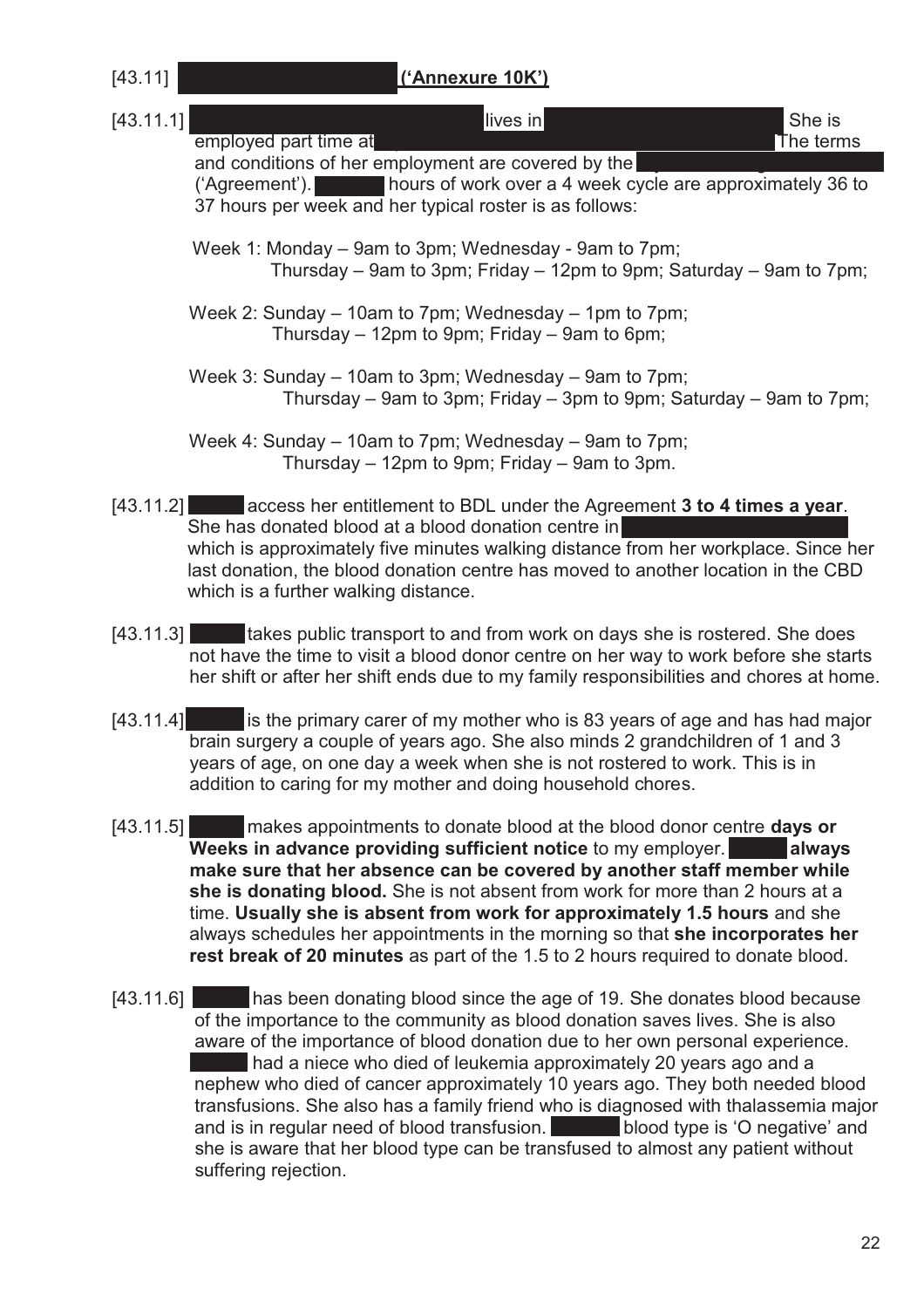[43.11] ('Annexure 10K')

[43.11.1] lives in She is employed part time at The terms and conditions of her employment are covered by the ('Agreement'). hours of work over a 4 week cycle are approximately 36 to 37 hours per week and her typical roster is as follows:

Week 1: Monday – 9am to 3pm; Wednesday - 9am to 7pm;
Thursday – 9am to 3pm; Friday – 12pm to 9pm; Saturday – 9am to 7pm;

Week 2: Sunday – 10am to 7pm; Wednesday – 1pm to 7pm;
Thursday – 12pm to 9pm; Friday – 9am to 6pm;

Week 3: Sunday – 10am to 3pm; Wednesday – 9am to 7pm;
Thursday – 9am to 3pm; Friday – 3pm to 9pm; Saturday – 9am to 7pm;

Week 4: Sunday – 10am to 7pm; Wednesday – 9am to 7pm;
Thursday – 12pm to 9pm; Friday – 9am to 3pm.

[43.11.2] access her entitlement to BDL under the Agreement **3 to 4 times a year**. She has donated blood at a blood donation centre in which is approximately five minutes walking distance from her workplace. Since her last donation, the blood donation centre has moved to another location in the CBD which is a further walking distance.

[43.11.3] takes public transport to and from work on days she is rostered. She does not have the time to visit a blood donor centre on her way to work before she starts her shift or after her shift ends due to my family responsibilities and chores at home.

[43.11.4] is the primary carer of my mother who is 83 years of age and has had major brain surgery a couple of years ago. She also minds 2 grandchildren of 1 and 3 years of age, on one day a week when she is not rostered to work. This is in addition to caring for my mother and doing household chores.

[43.11.5] makes appointments to donate blood at the blood donor centre **days or Weeks in advance providing sufficient notice** to my employer. **always make sure that her absence can be covered by another staff member while she is donating blood.** She is not absent from work for more than 2 hours at a time. **Usually she is absent from work for approximately 1.5 hours** and she always schedules her appointments in the morning so that **she incorporates her rest break of 20 minutes** as part of the 1.5 to 2 hours required to donate blood.

[43.11.6] has been donating blood since the age of 19. She donates blood because of the importance to the community as blood donation saves lives. She is also aware of the importance of blood donation due to her own personal experience. had a niece who died of leukemia approximately 20 years ago and a nephew who died of cancer approximately 10 years ago. They both needed blood transfusions. She also has a family friend who is diagnosed with thalassemia major and is in regular need of blood transfusion. blood type is 'O negative' and she is aware that her blood type can be transfused to almost any patient without suffering rejection.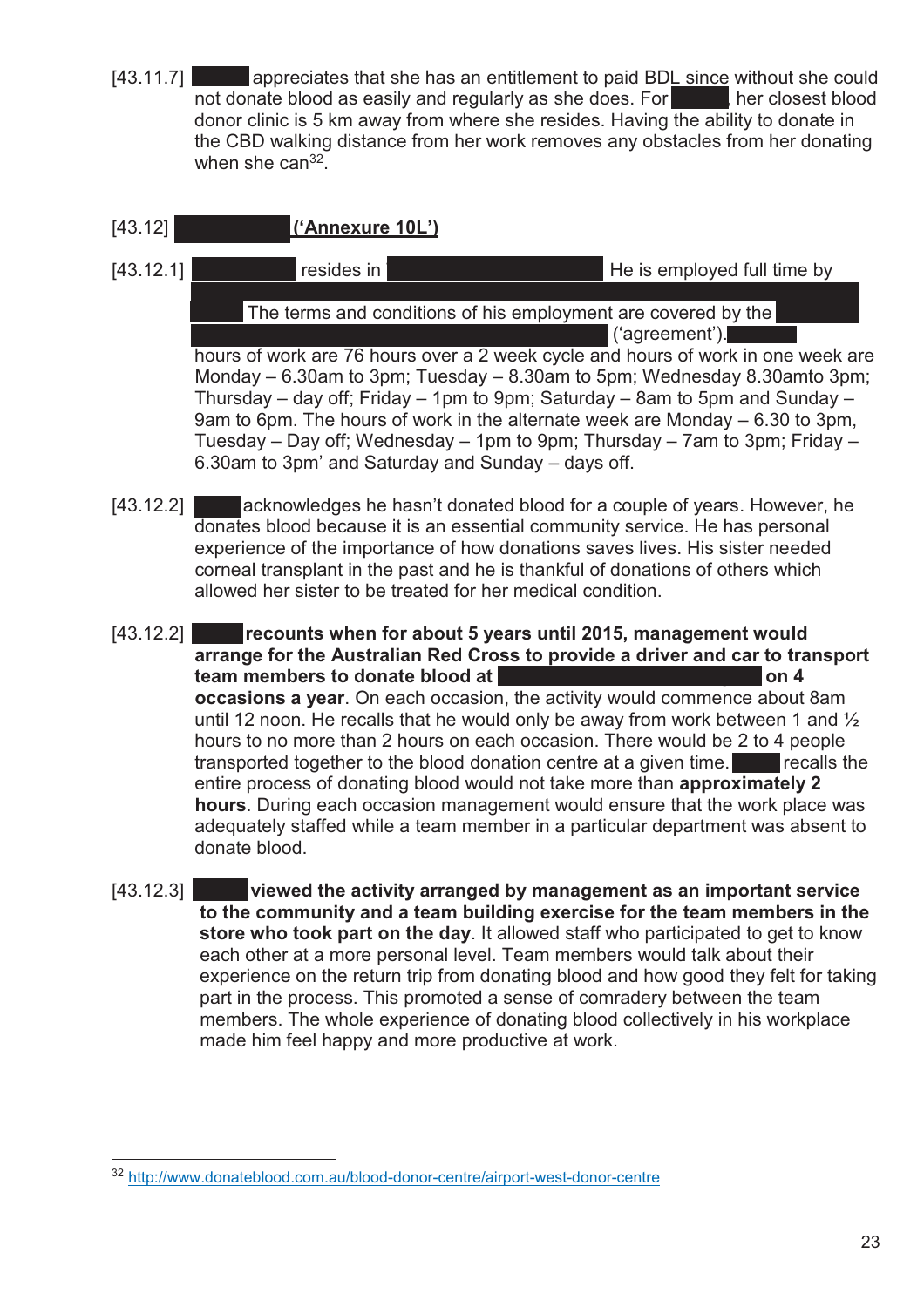[43.11.7] appreciates that she has an entitlement to paid BDL since without she could not donate blood as easily and regularly as she does. For her closest blood donor clinic is 5 km away from where she resides. Having the ability to donate in the CBD walking distance from her work removes any obstacles from her donating when she can[32].

[43.12] **(‘Annexure 10L’)**

[43.12.1] resides in He is employed full time by The terms and conditions of his employment are covered by the (‘agreement’). hours of work are 76 hours over a 2 week cycle and hours of work in one week are Monday – 6.30am to 3pm; Tuesday – 8.30am to 5pm; Wednesday 8.30amto 3pm; Thursday – day off; Friday – 1pm to 9pm; Saturday – 8am to 5pm and Sunday – 9am to 6pm. The hours of work in the alternate week are Monday – 6.30 to 3pm, Tuesday – Day off; Wednesday – 1pm to 9pm; Thursday – 7am to 3pm; Friday – 6.30am to 3pm’ and Saturday and Sunday – days off.

[43.12.2] acknowledges he hasn’t donated blood for a couple of years. However, he donates blood because it is an essential community service. He has personal experience of the importance of how donations saves lives. His sister needed corneal transplant in the past and he is thankful of donations of others which allowed her sister to be treated for her medical condition.

[43.12.2] **recounts when for about 5 years until 2015, management would arrange for the Australian Red Cross to provide a driver and car to transport team members to donate blood at on 4 occasions a year**. On each occasion, the activity would commence about 8am until 12 noon. He recalls that he would only be away from work between 1 and ½ hours to no more than 2 hours on each occasion. There would be 2 to 4 people transported together to the blood donation centre at a given time. recalls the entire process of donating blood would not take more than **approximately 2 hours**. During each occasion management would ensure that the work place was adequately staffed while a team member in a particular department was absent to donate blood.

[43.12.3] **viewed the activity arranged by management as an important service to the community and a team building exercise for the team members in the store who took part on the day**. It allowed staff who participated to get to know each other at a more personal level. Team members would talk about their experience on the return trip from donating blood and how good they felt for taking part in the process. This promoted a sense of comradery between the team members. The whole experience of donating blood collectively in his workplace made him feel happy and more productive at work.

---

[32] http://www.donateblood.com.au/blood-donor-centre/airport-west-donor-centre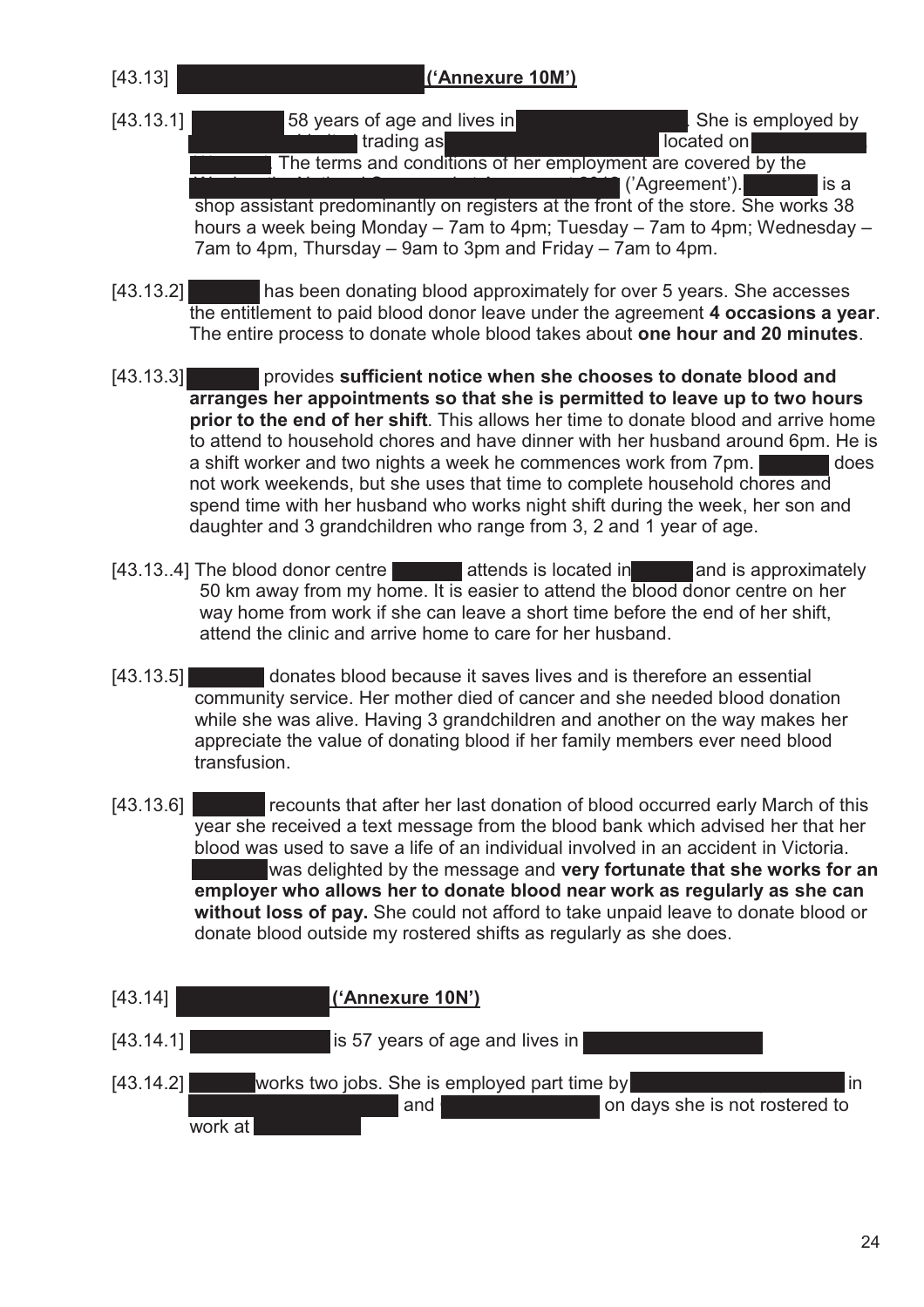[43.13] ('Annexure 10M')

[43.13.1] 58 years of age and lives in . She is employed by trading as located on . The terms and conditions of her employment are covered by the ('Agreement'). is a shop assistant predominantly on registers at the front of the store. She works 38 hours a week being Monday – 7am to 4pm; Tuesday – 7am to 4pm; Wednesday – 7am to 4pm, Thursday – 9am to 3pm and Friday – 7am to 4pm.

[43.13.2] has been donating blood approximately for over 5 years. She accesses the entitlement to paid blood donor leave under the agreement **4 occasions a year**. The entire process to donate whole blood takes about **one hour and 20 minutes**.

[43.13.3] provides **sufficient notice when she chooses to donate blood and arranges her appointments so that she is permitted to leave up to two hours prior to the end of her shift**. This allows her time to donate blood and arrive home to attend to household chores and have dinner with her husband around 6pm. He is a shift worker and two nights a week he commences work from 7pm. does not work weekends, but she uses that time to complete household chores and spend time with her husband who works night shift during the week, her son and daughter and 3 grandchildren who range from 3, 2 and 1 year of age.

[43.13..4] The blood donor centre attends is located in and is approximately 50 km away from my home. It is easier to attend the blood donor centre on her way home from work if she can leave a short time before the end of her shift, attend the clinic and arrive home to care for her husband.

[43.13.5] donates blood because it saves lives and is therefore an essential community service. Her mother died of cancer and she needed blood donation while she was alive. Having 3 grandchildren and another on the way makes her appreciate the value of donating blood if her family members ever need blood transfusion.

[43.13.6] recounts that after her last donation of blood occurred early March of this year she received a text message from the blood bank which advised her that her blood was used to save a life of an individual involved in an accident in Victoria. was delighted by the message and **very fortunate that she works for an employer who allows her to donate blood near work as regularly as she can without loss of pay.** She could not afford to take unpaid leave to donate blood or donate blood outside my rostered shifts as regularly as she does.

[43.14] ('Annexure 10N')

[43.14.1] is 57 years of age and lives in

[43.14.2] works two jobs. She is employed part time by in and on days she is not rostered to work at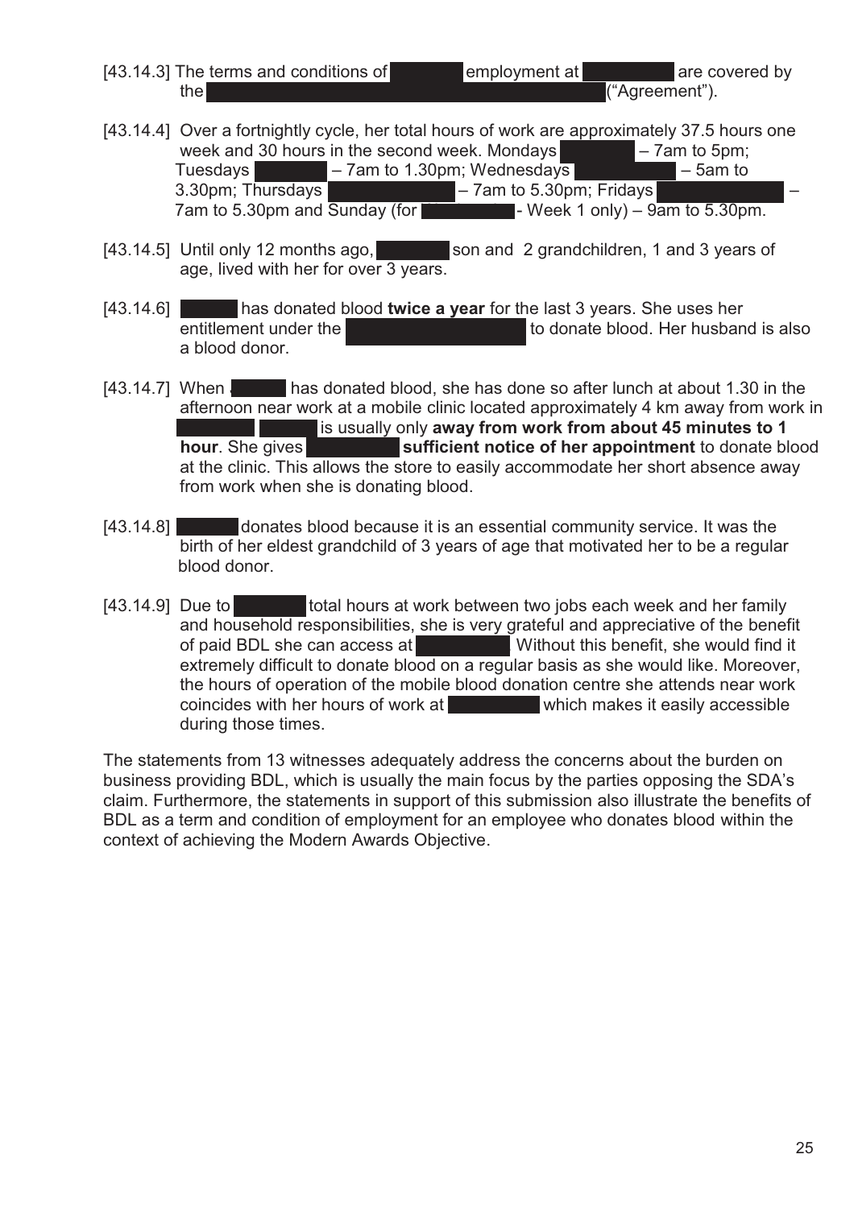[43.14.3] The terms and conditions of employment at are covered by the ("Agreement").

[43.14.4] Over a fortnightly cycle, her total hours of work are approximately 37.5 hours one week and 30 hours in the second week. Mondays – 7am to 5pm; Tuesdays – 7am to 1.30pm; Wednesdays – 5am to 3.30pm; Thursdays – 7am to 5.30pm; Fridays – 7am to 5.30pm and Sunday (for - Week 1 only) – 9am to 5.30pm.

[43.14.5] Until only 12 months ago, son and 2 grandchildren, 1 and 3 years of age, lived with her for over 3 years.

[43.14.6] has donated blood **twice a year** for the last 3 years. She uses her entitlement under the to donate blood. Her husband is also a blood donor.

[43.14.7] When has donated blood, she has done so after lunch at about 1.30 in the afternoon near work at a mobile clinic located approximately 4 km away from work in is usually only **away from work from about 45 minutes to 1 hour**. She gives **sufficient notice of her appointment** to donate blood at the clinic. This allows the store to easily accommodate her short absence away from work when she is donating blood.

[43.14.8] donates blood because it is an essential community service. It was the birth of her eldest grandchild of 3 years of age that motivated her to be a regular blood donor.

[43.14.9] Due to total hours at work between two jobs each week and her family and household responsibilities, she is very grateful and appreciative of the benefit of paid BDL she can access at Without this benefit, she would find it extremely difficult to donate blood on a regular basis as she would like. Moreover, the hours of operation of the mobile blood donation centre she attends near work coincides with her hours of work at which makes it easily accessible during those times.

The statements from 13 witnesses adequately address the concerns about the burden on business providing BDL, which is usually the main focus by the parties opposing the SDA's claim. Furthermore, the statements in support of this submission also illustrate the benefits of BDL as a term and condition of employment for an employee who donates blood within the context of achieving the Modern Awards Objective.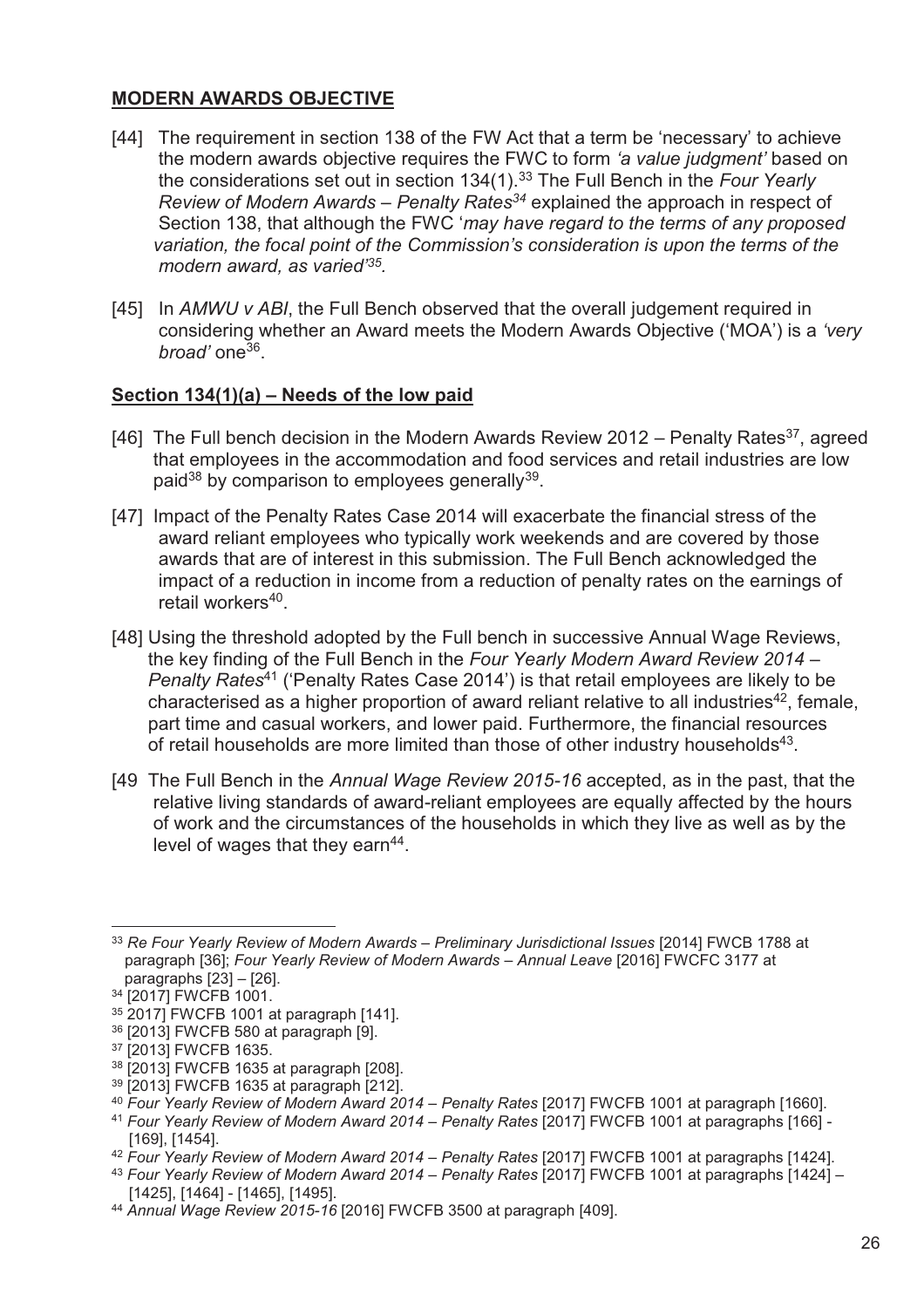## **MODERN AWARDS OBJECTIVE**

[44] The requirement in section 138 of the FW Act that a term be 'necessary' to achieve the modern awards objective requires the FWC to form *'a value judgment'* based on the considerations set out in section 134(1).[33] The Full Bench in the *Four Yearly Review of Modern Awards – Penalty Rates*[34] explained the approach in respect of Section 138, that although the FWC '*may have regard to the terms of any proposed variation, the focal point of the Commission's consideration is upon the terms of the modern award, as varied'*[35].

[45] In *AMWU v ABI*, the Full Bench observed that the overall judgement required in considering whether an Award meets the Modern Awards Objective ('MOA') is a *'very broad'* one[36].

### **Section 134(1)(a) – Needs of the low paid**

[46] The Full bench decision in the Modern Awards Review 2012 – Penalty Rates[37], agreed that employees in the accommodation and food services and retail industries are low paid[38] by comparison to employees generally[39].

[47] Impact of the Penalty Rates Case 2014 will exacerbate the financial stress of the award reliant employees who typically work weekends and are covered by those awards that are of interest in this submission. The Full Bench acknowledged the impact of a reduction in income from a reduction of penalty rates on the earnings of retail workers[40].

[48] Using the threshold adopted by the Full bench in successive Annual Wage Reviews, the key finding of the Full Bench in the *Four Yearly Modern Award Review 2014 – Penalty Rates*[41] ('Penalty Rates Case 2014') is that retail employees are likely to be characterised as a higher proportion of award reliant relative to all industries[42], female, part time and casual workers, and lower paid. Furthermore, the financial resources of retail households are more limited than those of other industry households[43].

[49 The Full Bench in the *Annual Wage Review 2015-16* accepted, as in the past, that the relative living standards of award-reliant employees are equally affected by the hours of work and the circumstances of the households in which they live as well as by the level of wages that they earn[44].

---

[33] *Re Four Yearly Review of Modern Awards – Preliminary Jurisdictional Issues* [2014] FWCB 1788 at paragraph [36]; *Four Yearly Review of Modern Awards – Annual Leave* [2016] FWCFC 3177 at paragraphs [23] – [26].

[34] [2017] FWCFB 1001.

[35] 2017] FWCFB 1001 at paragraph [141].

[36] [2013] FWCFB 580 at paragraph [9].

[37] [2013] FWCFB 1635.

[38] [2013] FWCFB 1635 at paragraph [208].

[39] [2013] FWCFB 1635 at paragraph [212].

[40] *Four Yearly Review of Modern Award 2014 – Penalty Rates* [2017] FWCFB 1001 at paragraph [1660].

[41] *Four Yearly Review of Modern Award 2014 – Penalty Rates* [2017] FWCFB 1001 at paragraphs [166] - [169], [1454].

[42] *Four Yearly Review of Modern Award 2014 – Penalty Rates* [2017] FWCFB 1001 at paragraphs [1424].

[43] *Four Yearly Review of Modern Award 2014 – Penalty Rates* [2017] FWCFB 1001 at paragraphs [1424] – [1425], [1464] - [1465], [1495].

[44] *Annual Wage Review 2015-16* [2016] FWCFB 3500 at paragraph [409].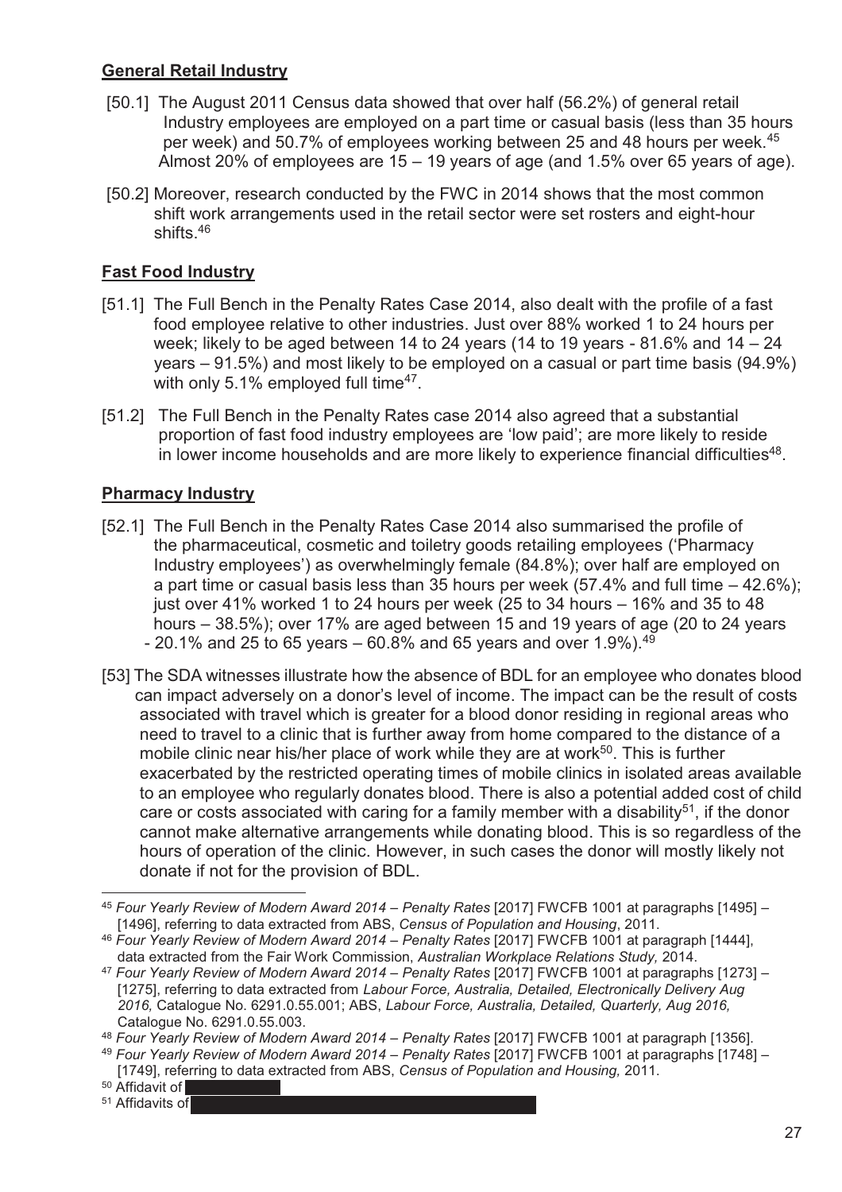**General Retail Industry**

[50.1] The August 2011 Census data showed that over half (56.2%) of general retail Industry employees are employed on a part time or casual basis (less than 35 hours per week) and 50.7% of employees working between 25 and 48 hours per week.[45] Almost 20% of employees are 15 – 19 years of age (and 1.5% over 65 years of age).

[50.2] Moreover, research conducted by the FWC in 2014 shows that the most common shift work arrangements used in the retail sector were set rosters and eight-hour shifts.[46]

**Fast Food Industry**

[51.1] The Full Bench in the Penalty Rates Case 2014, also dealt with the profile of a fast food employee relative to other industries. Just over 88% worked 1 to 24 hours per week; likely to be aged between 14 to 24 years (14 to 19 years - 81.6% and 14 – 24 years – 91.5%) and most likely to be employed on a casual or part time basis (94.9%) with only 5.1% employed full time[47].

[51.2] The Full Bench in the Penalty Rates case 2014 also agreed that a substantial proportion of fast food industry employees are 'low paid'; are more likely to reside in lower income households and are more likely to experience financial difficulties[48].

**Pharmacy Industry**

[52.1] The Full Bench in the Penalty Rates Case 2014 also summarised the profile of the pharmaceutical, cosmetic and toiletry goods retailing employees ('Pharmacy Industry employees') as overwhelmingly female (84.8%); over half are employed on a part time or casual basis less than 35 hours per week (57.4% and full time – 42.6%); just over 41% worked 1 to 24 hours per week (25 to 34 hours – 16% and 35 to 48 hours – 38.5%); over 17% are aged between 15 and 19 years of age (20 to 24 years - 20.1% and 25 to 65 years – 60.8% and 65 years and over 1.9%).[49]

[53] The SDA witnesses illustrate how the absence of BDL for an employee who donates blood can impact adversely on a donor's level of income. The impact can be the result of costs associated with travel which is greater for a blood donor residing in regional areas who need to travel to a clinic that is further away from home compared to the distance of a mobile clinic near his/her place of work while they are at work[50]. This is further exacerbated by the restricted operating times of mobile clinics in isolated areas available to an employee who regularly donates blood. There is also a potential added cost of child care or costs associated with caring for a family member with a disability[51], if the donor cannot make alternative arrangements while donating blood. This is so regardless of the hours of operation of the clinic. However, in such cases the donor will mostly likely not donate if not for the provision of BDL.

---

[45] *Four Yearly Review of Modern Award 2014 – Penalty Rates* [2017] FWCFB 1001 at paragraphs [1495] – [1496], referring to data extracted from ABS, *Census of Population and Housing*, 2011.

[46] *Four Yearly Review of Modern Award 2014 – Penalty Rates* [2017] FWCFB 1001 at paragraph [1444], data extracted from the Fair Work Commission, *Australian Workplace Relations Study,* 2014.

[47] *Four Yearly Review of Modern Award 2014 – Penalty Rates* [2017] FWCFB 1001 at paragraphs [1273] – [1275], referring to data extracted from *Labour Force, Australia, Detailed, Electronically Delivery Aug 2016,* Catalogue No. 6291.0.55.001; ABS, *Labour Force, Australia, Detailed, Quarterly, Aug 2016,* Catalogue No. 6291.0.55.003.

[48] *Four Yearly Review of Modern Award 2014 – Penalty Rates* [2017] FWCFB 1001 at paragraph [1356].

[49] *Four Yearly Review of Modern Award 2014 – Penalty Rates* [2017] FWCFB 1001 at paragraphs [1748] – [1749], referring to data extracted from ABS, *Census of Population and Housing,* 2011.

[50] Affidavit of

[51] Affidavits of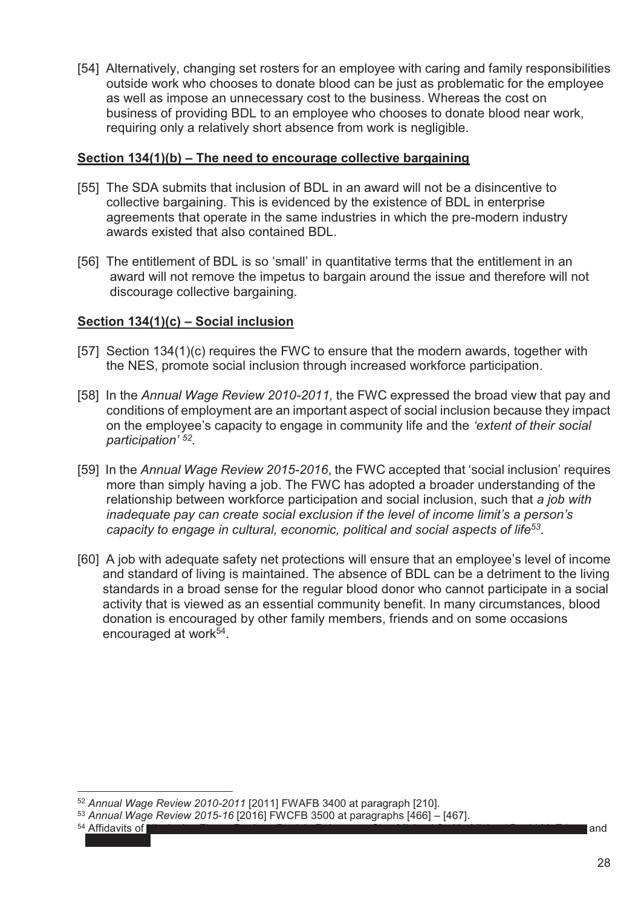[54] Alternatively, changing set rosters for an employee with caring and family responsibilities outside work who chooses to donate blood can be just as problematic for the employee as well as impose an unnecessary cost to the business. Whereas the cost on business of providing BDL to an employee who chooses to donate blood near work, requiring only a relatively short absence from work is negligible.

**Section 134(1)(b) – The need to encourage collective bargaining**

[55] The SDA submits that inclusion of BDL in an award will not be a disincentive to collective bargaining. This is evidenced by the existence of BDL in enterprise agreements that operate in the same industries in which the pre-modern industry awards existed that also contained BDL.

[56] The entitlement of BDL is so 'small' in quantitative terms that the entitlement in an award will not remove the impetus to bargain around the issue and therefore will not discourage collective bargaining.

**Section 134(1)(c) – Social inclusion**

[57] Section 134(1)(c) requires the FWC to ensure that the modern awards, together with the NES, promote social inclusion through increased workforce participation.

[58] In the *Annual Wage Review 2010-2011,* the FWC expressed the broad view that pay and conditions of employment are an important aspect of social inclusion because they impact on the employee's capacity to engage in community life and the *'extent of their social participation'* [52].

[59] In the *Annual Wage Review 2015-2016*, the FWC accepted that 'social inclusion' requires more than simply having a job. The FWC has adopted a broader understanding of the relationship between workforce participation and social inclusion, such that *a job with inadequate pay can create social exclusion if the level of income limit's a person's capacity to engage in cultural, economic, political and social aspects of life*[53].

[60] A job with adequate safety net protections will ensure that an employee's level of income and standard of living is maintained. The absence of BDL can be a detriment to the living standards in a broad sense for the regular blood donor who cannot participate in a social activity that is viewed as an essential community benefit. In many circumstances, blood donation is encouraged by other family members, friends and on some occasions encouraged at work[54].

---

[52] *Annual Wage Review 2010-2011* [2011] FWAFB 3400 at paragraph [210].

[53] *Annual Wage Review 2015-16* [2016] FWCFB 3500 at paragraphs [466] – [467].

[54] Affidavits of [redacted] and [redacted]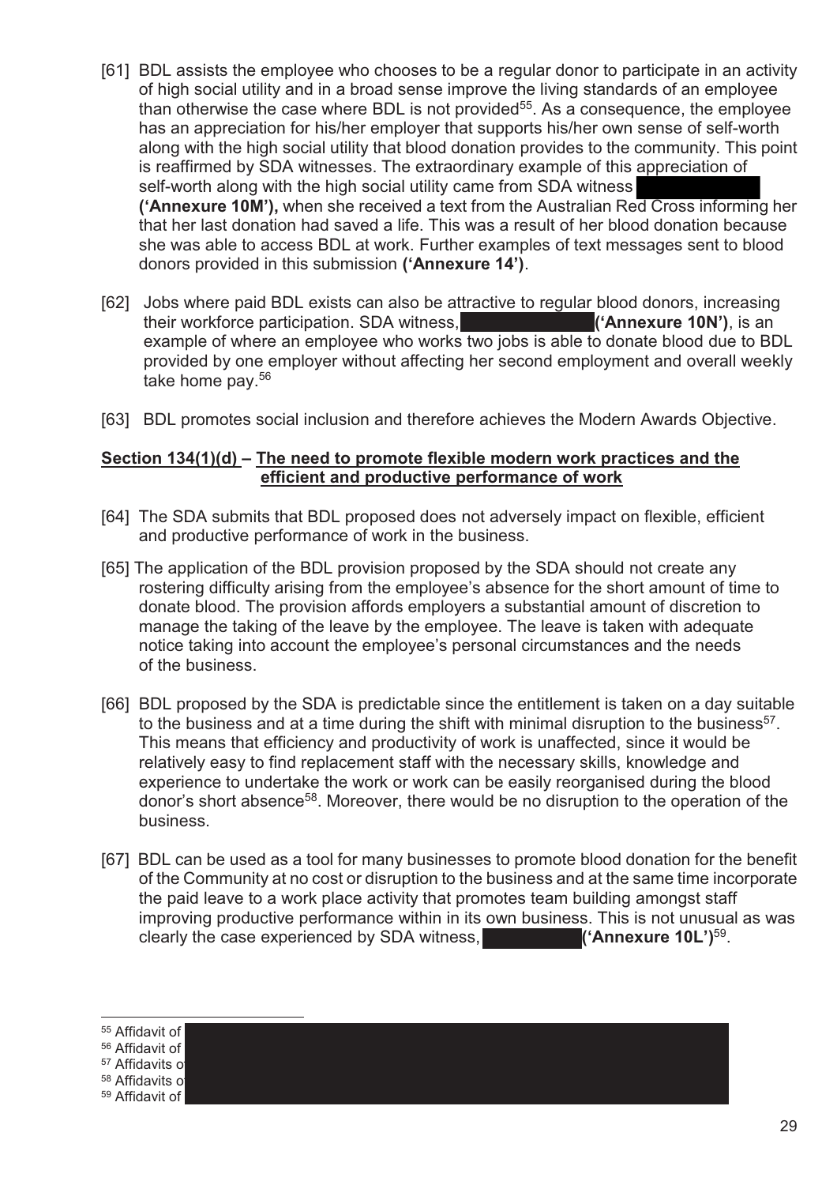[61] BDL assists the employee who chooses to be a regular donor to participate in an activity of high social utility and in a broad sense improve the living standards of an employee than otherwise the case where BDL is not provided[55]. As a consequence, the employee has an appreciation for his/her employer that supports his/her own sense of self-worth along with the high social utility that blood donation provides to the community. This point is reaffirmed by SDA witnesses. The extraordinary example of this appreciation of self-worth along with the high social utility came from SDA witness **('Annexure 10M'),** when she received a text from the Australian Red Cross informing her that her last donation had saved a life. This was a result of her blood donation because she was able to access BDL at work. Further examples of text messages sent to blood donors provided in this submission **('Annexure 14')**.

[62] Jobs where paid BDL exists can also be attractive to regular blood donors, increasing their workforce participation. SDA witness, **('Annexure 10N')**, is an example of where an employee who works two jobs is able to donate blood due to BDL provided by one employer without affecting her second employment and overall weekly take home pay.[56]

[63] BDL promotes social inclusion and therefore achieves the Modern Awards Objective.

**Section 134(1)(d) – The need to promote flexible modern work practices and the efficient and productive performance of work**

[64] The SDA submits that BDL proposed does not adversely impact on flexible, efficient and productive performance of work in the business.

[65] The application of the BDL provision proposed by the SDA should not create any rostering difficulty arising from the employee's absence for the short amount of time to donate blood. The provision affords employers a substantial amount of discretion to manage the taking of the leave by the employee. The leave is taken with adequate notice taking into account the employee's personal circumstances and the needs of the business.

[66] BDL proposed by the SDA is predictable since the entitlement is taken on a day suitable to the business and at a time during the shift with minimal disruption to the business[57]. This means that efficiency and productivity of work is unaffected, since it would be relatively easy to find replacement staff with the necessary skills, knowledge and experience to undertake the work or work can be easily reorganised during the blood donor's short absence[58]. Moreover, there would be no disruption to the operation of the business.

[67] BDL can be used as a tool for many businesses to promote blood donation for the benefit of the Community at no cost or disruption to the business and at the same time incorporate the paid leave to a work place activity that promotes team building amongst staff improving productive performance within in its own business. This is not unusual as was clearly the case experienced by SDA witness, **('Annexure 10L')**[59].

---

[55] Affidavit of

[56] Affidavit of

[57] Affidavits o

[58] Affidavits o

[59] Affidavit of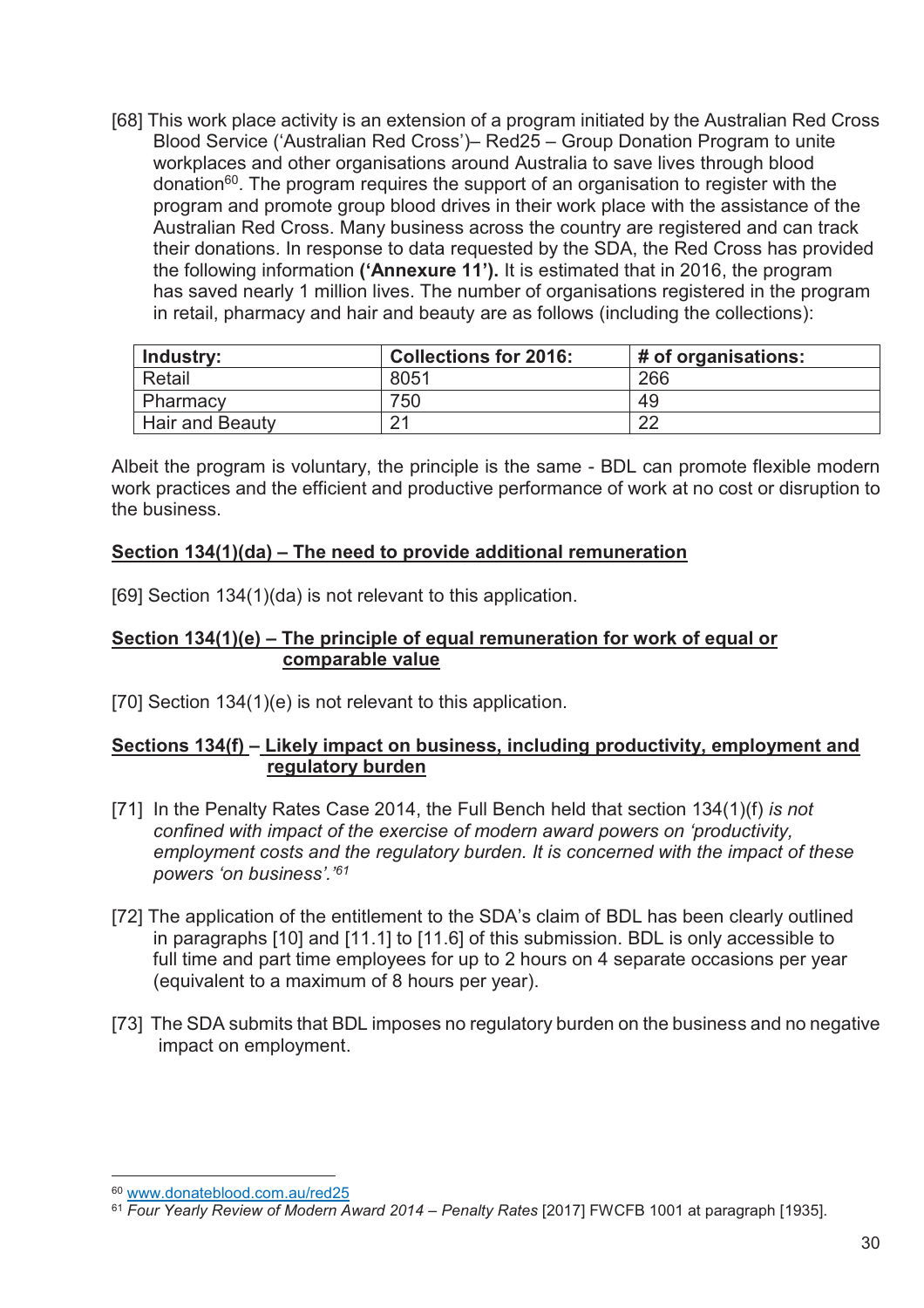[68] This work place activity is an extension of a program initiated by the Australian Red Cross Blood Service ('Australian Red Cross')– Red25 – Group Donation Program to unite workplaces and other organisations around Australia to save lives through blood donation[60]. The program requires the support of an organisation to register with the program and promote group blood drives in their work place with the assistance of the Australian Red Cross. Many business across the country are registered and can track their donations. In response to data requested by the SDA, the Red Cross has provided the following information **('Annexure 11').** It is estimated that in 2016, the program has saved nearly 1 million lives. The number of organisations registered in the program in retail, pharmacy and hair and beauty are as follows (including the collections):

| Industry: | Collections for 2016: | # of organisations: |
|---|---|---|
| Retail | 8051 | 266 |
| Pharmacy | 750 | 49 |
| Hair and Beauty | 21 | 22 |

Albeit the program is voluntary, the principle is the same - BDL can promote flexible modern work practices and the efficient and productive performance of work at no cost or disruption to the business.

**Section 134(1)(da) – The need to provide additional remuneration**

[69] Section 134(1)(da) is not relevant to this application.

**Section 134(1)(e) – The principle of equal remuneration for work of equal or comparable value**

[70] Section 134(1)(e) is not relevant to this application.

**Sections 134(f) – Likely impact on business, including productivity, employment and regulatory burden**

[71] In the Penalty Rates Case 2014, the Full Bench held that section 134(1)(f) *is not confined with impact of the exercise of modern award powers on 'productivity, employment costs and the regulatory burden. It is concerned with the impact of these powers 'on business'.'*[61]

[72] The application of the entitlement to the SDA's claim of BDL has been clearly outlined in paragraphs [10] and [11.1] to [11.6] of this submission. BDL is only accessible to full time and part time employees for up to 2 hours on 4 separate occasions per year (equivalent to a maximum of 8 hours per year).

[73] The SDA submits that BDL imposes no regulatory burden on the business and no negative impact on employment.

---

[60] www.donateblood.com.au/red25

[61] *Four Yearly Review of Modern Award 2014 – Penalty Rates* [2017] FWCFB 1001 at paragraph [1935].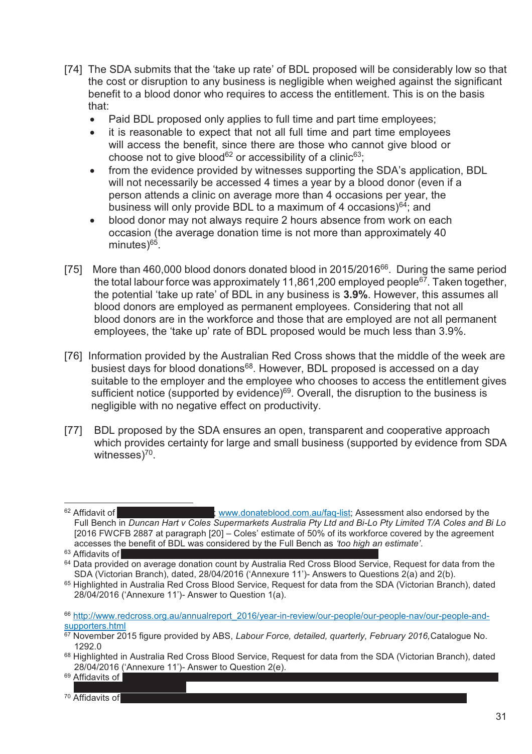[74] The SDA submits that the 'take up rate' of BDL proposed will be considerably low so that the cost or disruption to any business is negligible when weighed against the significant benefit to a blood donor who requires to access the entitlement. This is on the basis that:

- Paid BDL proposed only applies to full time and part time employees;
- it is reasonable to expect that not all full time and part time employees will access the benefit, since there are those who cannot give blood or choose not to give blood[62] or accessibility of a clinic[63];
- from the evidence provided by witnesses supporting the SDA's application, BDL will not necessarily be accessed 4 times a year by a blood donor (even if a person attends a clinic on average more than 4 occasions per year, the business will only provide BDL to a maximum of 4 occasions)[64]; and
- blood donor may not always require 2 hours absence from work on each occasion (the average donation time is not more than approximately 40 minutes)[65].

[75] More than 460,000 blood donors donated blood in 2015/2016[66]. During the same period the total labour force was approximately 11,861,200 employed people[67]. Taken together, the potential 'take up rate' of BDL in any business is **3.9%**. However, this assumes all blood donors are employed as permanent employees. Considering that not all blood donors are in the workforce and those that are employed are not all permanent employees, the 'take up' rate of BDL proposed would be much less than 3.9%.

[76] Information provided by the Australian Red Cross shows that the middle of the week are busiest days for blood donations[68]. However, BDL proposed is accessed on a day suitable to the employer and the employee who chooses to access the entitlement gives sufficient notice (supported by evidence)[69]. Overall, the disruption to the business is negligible with no negative effect on productivity.

[77] BDL proposed by the SDA ensures an open, transparent and cooperative approach which provides certainty for large and small business (supported by evidence from SDA witnesses)[70].

---

[62] Affidavit of [redacted]; www.donateblood.com.au/faq-list; Assessment also endorsed by the Full Bench in *Duncan Hart v Coles Supermarkets Australia Pty Ltd and Bi-Lo Pty Limited T/A Coles and Bi Lo* [2016 FWCFB 2887 at paragraph [20] – Coles' estimate of 50% of its workforce covered by the agreement accesses the benefit of BDL was considered by the Full Bench as *'too high an estimate'*.

[63] Affidavits of [redacted]

[64] Data provided on average donation count by Australia Red Cross Blood Service, Request for data from the SDA (Victorian Branch), dated, 28/04/2016 ('Annexure 11')- Answers to Questions 2(a) and 2(b).

[65] Highlighted in Australia Red Cross Blood Service, Request for data from the SDA (Victorian Branch), dated 28/04/2016 ('Annexure 11')- Answer to Question 1(a).

[66] http://www.redcross.org.au/annualreport_2016/year-in-review/our-people/our-people-nav/our-people-and-supporters.html

[67] November 2015 figure provided by ABS, *Labour Force, detailed, quarterly, February 2016,* Catalogue No. 1292.0

[68] Highlighted in Australia Red Cross Blood Service, Request for data from the SDA (Victorian Branch), dated 28/04/2016 ('Annexure 11')- Answer to Question 2(e).

[69] Affidavits of [redacted]

[70] Affidavits of [redacted]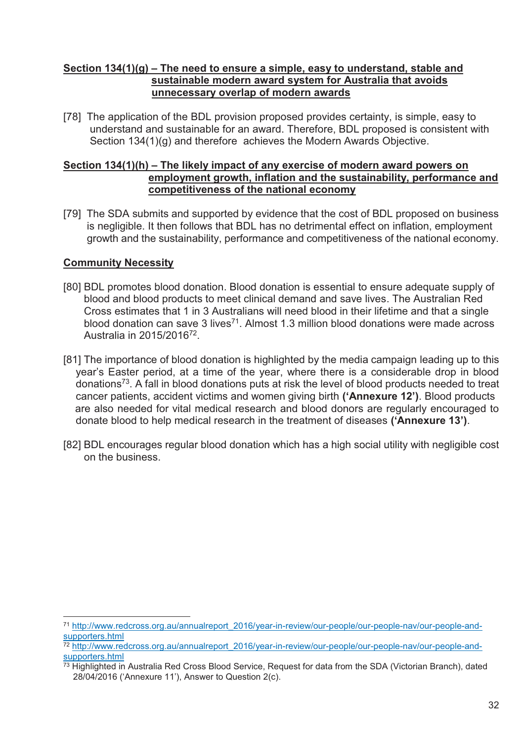**<u>Section 134(1)(g) – The need to ensure a simple, easy to understand, stable and sustainable modern award system for Australia that avoids unnecessary overlap of modern awards</u>**

[78] The application of the BDL provision proposed provides certainty, is simple, easy to understand and sustainable for an award. Therefore, BDL proposed is consistent with Section 134(1)(g) and therefore achieves the Modern Awards Objective.

**<u>Section 134(1)(h) – The likely impact of any exercise of modern award powers on employment growth, inflation and the sustainability, performance and competitiveness of the national economy</u>**

[79] The SDA submits and supported by evidence that the cost of BDL proposed on business is negligible. It then follows that BDL has no detrimental effect on inflation, employment growth and the sustainability, performance and competitiveness of the national economy.

**<u>Community Necessity</u>**

[80] BDL promotes blood donation. Blood donation is essential to ensure adequate supply of blood and blood products to meet clinical demand and save lives. The Australian Red Cross estimates that 1 in 3 Australians will need blood in their lifetime and that a single blood donation can save 3 lives[71]. Almost 1.3 million blood donations were made across Australia in 2015/2016[72].

[81] The importance of blood donation is highlighted by the media campaign leading up to this year's Easter period, at a time of the year, where there is a considerable drop in blood donations[73]. A fall in blood donations puts at risk the level of blood products needed to treat cancer patients, accident victims and women giving birth **('Annexure 12')**. Blood products are also needed for vital medical research and blood donors are regularly encouraged to donate blood to help medical research in the treatment of diseases **('Annexure 13')**.

[82] BDL encourages regular blood donation which has a high social utility with negligible cost on the business.

---

[71] http://www.redcross.org.au/annualreport_2016/year-in-review/our-people/our-people-nav/our-people-and-supporters.html

[72] http://www.redcross.org.au/annualreport_2016/year-in-review/our-people/our-people-nav/our-people-and-supporters.html

[73] Highlighted in Australia Red Cross Blood Service, Request for data from the SDA (Victorian Branch), dated 28/04/2016 ('Annexure 11'), Answer to Question 2(c).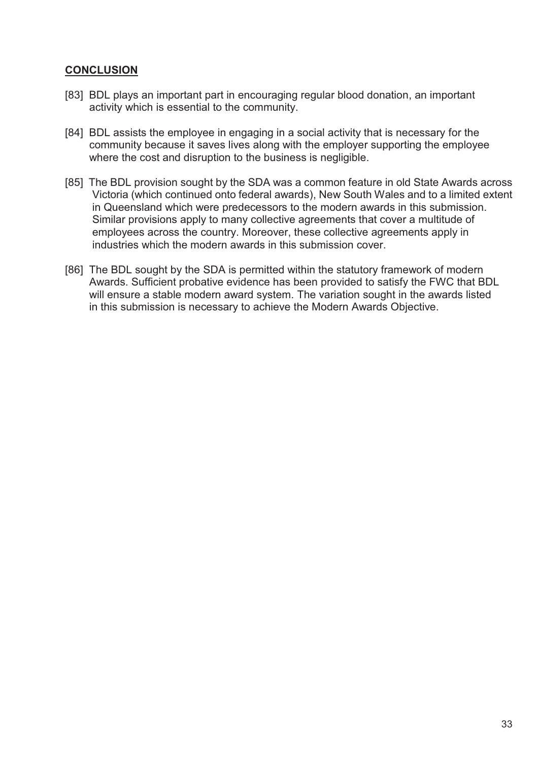## CONCLUSION

[83] BDL plays an important part in encouraging regular blood donation, an important activity which is essential to the community.

[84] BDL assists the employee in engaging in a social activity that is necessary for the community because it saves lives along with the employer supporting the employee where the cost and disruption to the business is negligible.

[85] The BDL provision sought by the SDA was a common feature in old State Awards across Victoria (which continued onto federal awards), New South Wales and to a limited extent in Queensland which were predecessors to the modern awards in this submission. Similar provisions apply to many collective agreements that cover a multitude of employees across the country. Moreover, these collective agreements apply in industries which the modern awards in this submission cover.

[86] The BDL sought by the SDA is permitted within the statutory framework of modern Awards. Sufficient probative evidence has been provided to satisfy the FWC that BDL will ensure a stable modern award system. The variation sought in the awards listed in this submission is necessary to achieve the Modern Awards Objective.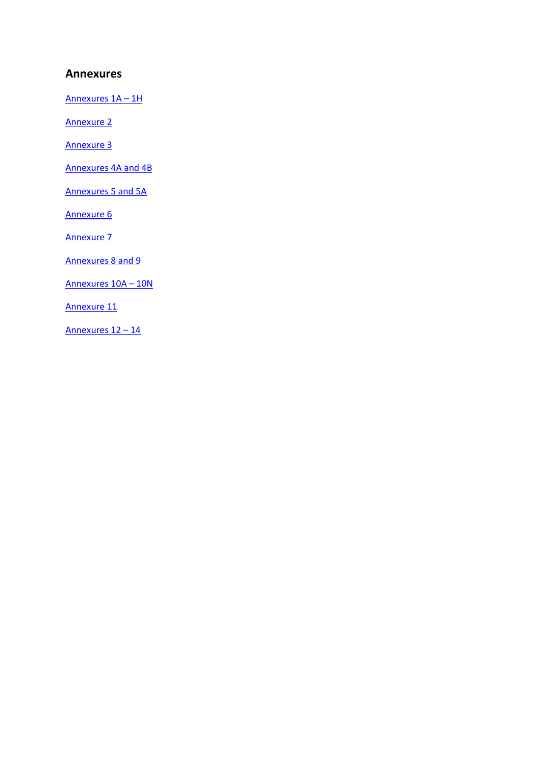## Annexures

Annexures 1A – 1H

Annexure 2

Annexure 3

Annexures 4A and 4B

Annexures 5 and 5A

Annexure 6

Annexure 7

Annexures 8 and 9

Annexures 10A – 10N

Annexure 11

Annexures 12 – 14